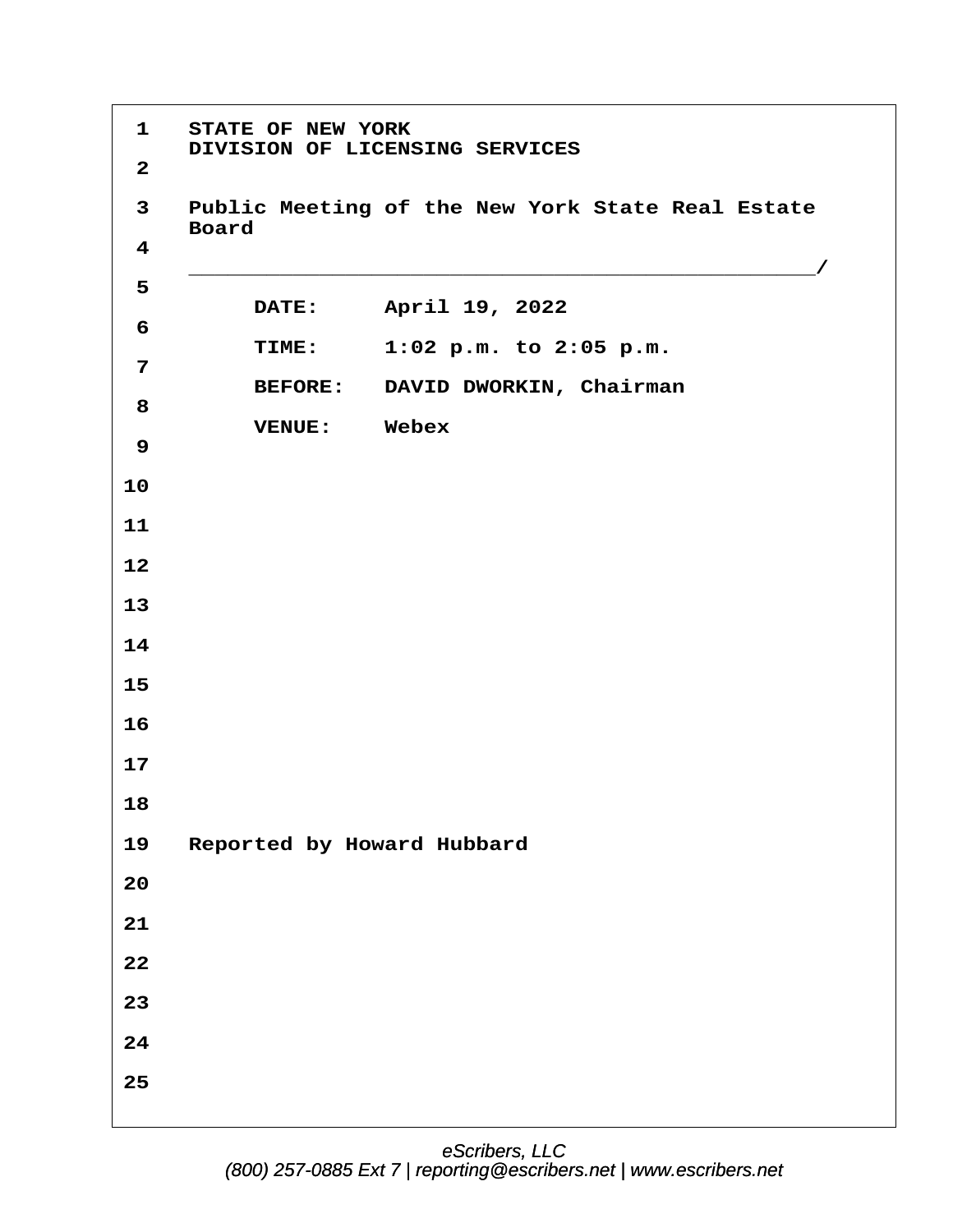STATE OF NEW YORK
DIVISION OF LICENSING SERVICES

Public Meeting of the New York State Real Estate Board

______________________________________________/

DATE: April 19, 2022

TIME: 1:02 p.m. to 2:05 p.m.

BEFORE: DAVID DWORKIN, Chairman

VENUE: Webex

Reported by Howard Hubbard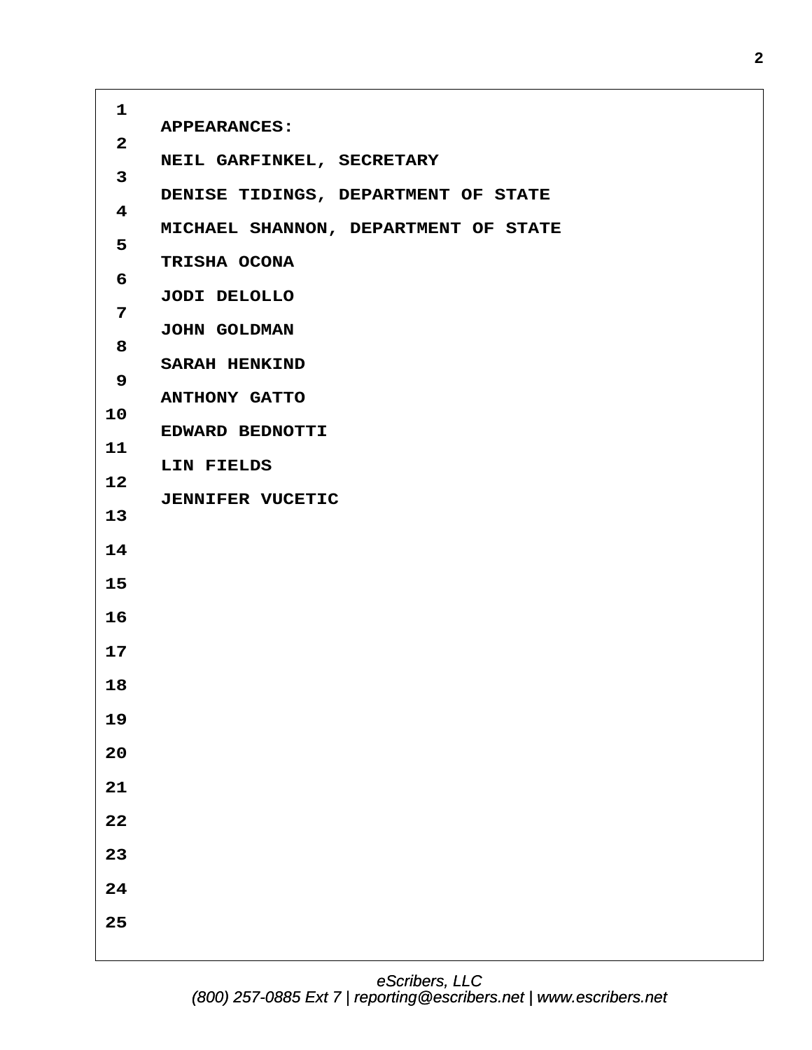APPEARANCES:

NEIL GARFINKEL, SECRETARY

DENISE TIDINGS, DEPARTMENT OF STATE

MICHAEL SHANNON, DEPARTMENT OF STATE

TRISHA OCONA

JODI DELOLLO

JOHN GOLDMAN

SARAH HENKIND

ANTHONY GATTO

EDWARD BEDNOTTI

LIN FIELDS

JENNIFER VUCETIC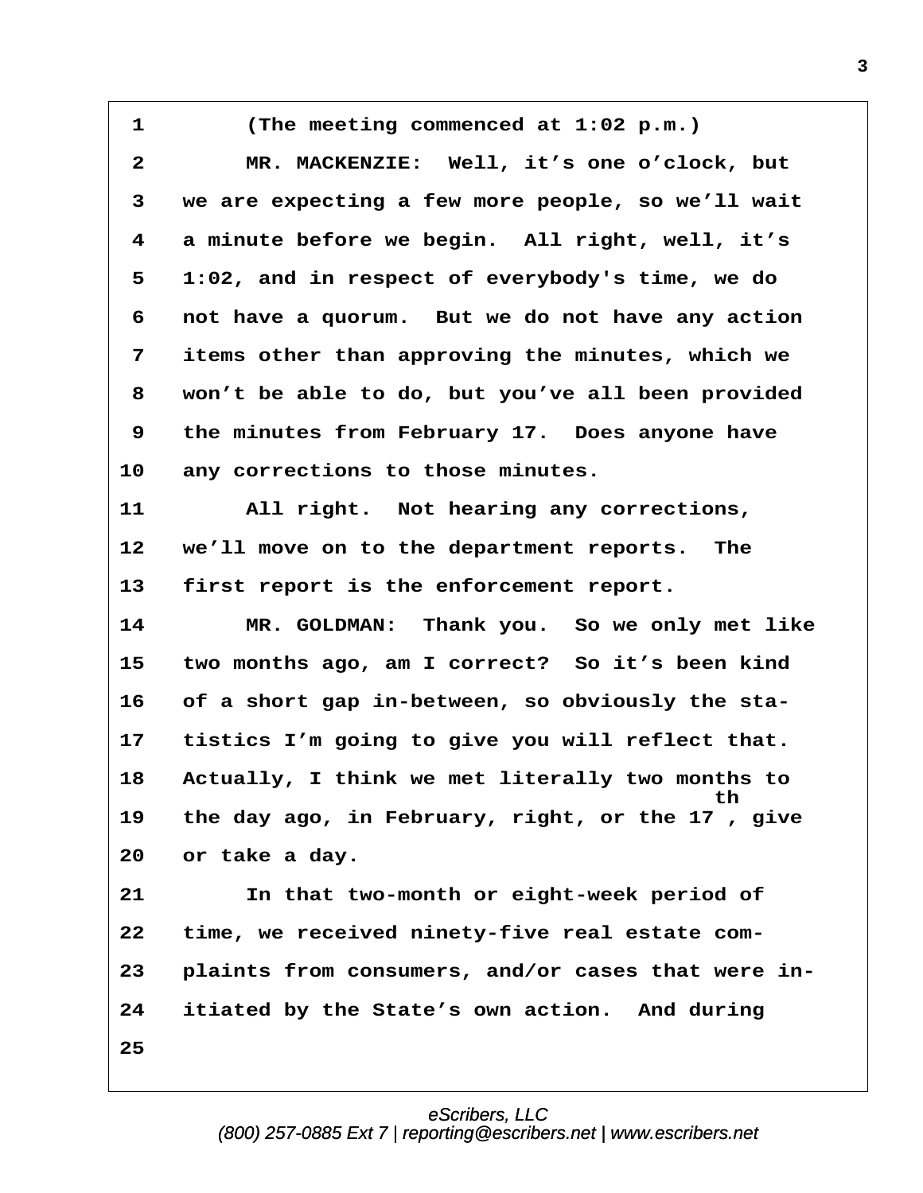(The meeting commenced at 1:02 p.m.)

MR. MACKENZIE: Well, it’s one o’clock, but we are expecting a few more people, so we’ll wait a minute before we begin. All right, well, it’s 1:02, and in respect of everybody's time, we do not have a quorum. But we do not have any action items other than approving the minutes, which we won’t be able to do, but you’ve all been provided the minutes from February 17. Does anyone have any corrections to those minutes.

All right. Not hearing any corrections, we’ll move on to the department reports. The first report is the enforcement report.

MR. GOLDMAN: Thank you. So we only met like two months ago, am I correct? So it’s been kind of a short gap in-between, so obviously the statistics I’m going to give you will reflect that. Actually, I think we met literally two months to the day ago, in February, right, or the 17th, give or take a day.

In that two-month or eight-week period of time, we received ninety-five real estate complaints from consumers, and/or cases that were initiated by the State’s own action. And during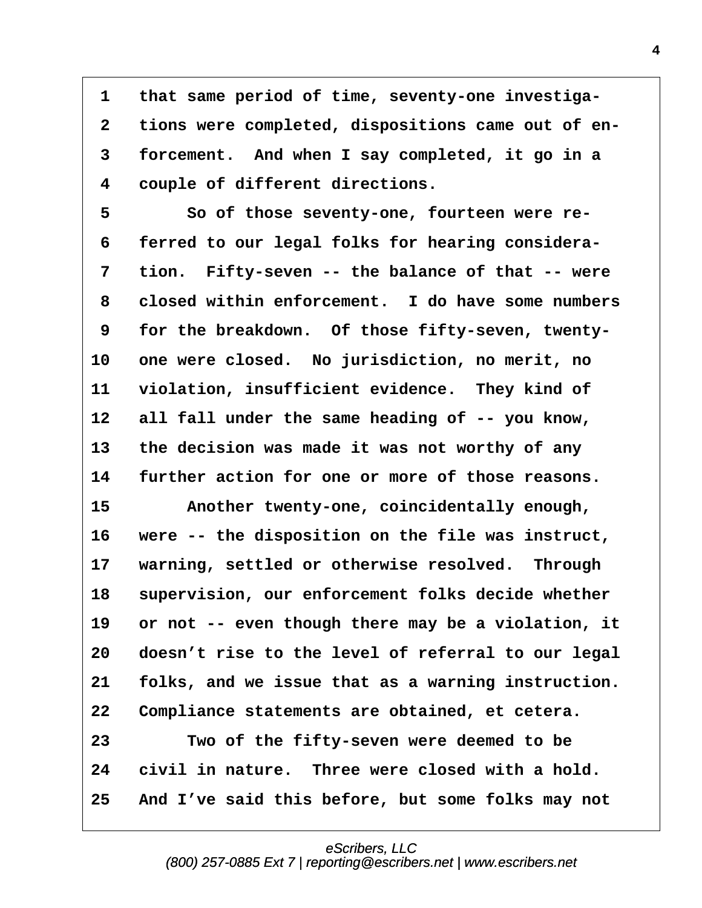1 that same period of time, seventy-one investiga-
2 tions were completed, dispositions came out of en-
3 forcement. And when I say completed, it go in a
4 couple of different directions.
5 So of those seventy-one, fourteen were re-
6 ferred to our legal folks for hearing considera-
7 tion. Fifty-seven -- the balance of that -- were
8 closed within enforcement. I do have some numbers
9 for the breakdown. Of those fifty-seven, twenty-
10 one were closed. No jurisdiction, no merit, no
11 violation, insufficient evidence. They kind of
12 all fall under the same heading of -- you know,
13 the decision was made it was not worthy of any
14 further action for one or more of those reasons.
15 Another twenty-one, coincidentally enough,
16 were -- the disposition on the file was instruct,
17 warning, settled or otherwise resolved. Through
18 supervision, our enforcement folks decide whether
19 or not -- even though there may be a violation, it
20 doesn't rise to the level of referral to our legal
21 folks, and we issue that as a warning instruction.
22 Compliance statements are obtained, et cetera.
23 Two of the fifty-seven were deemed to be
24 civil in nature. Three were closed with a hold.
25 And I've said this before, but some folks may not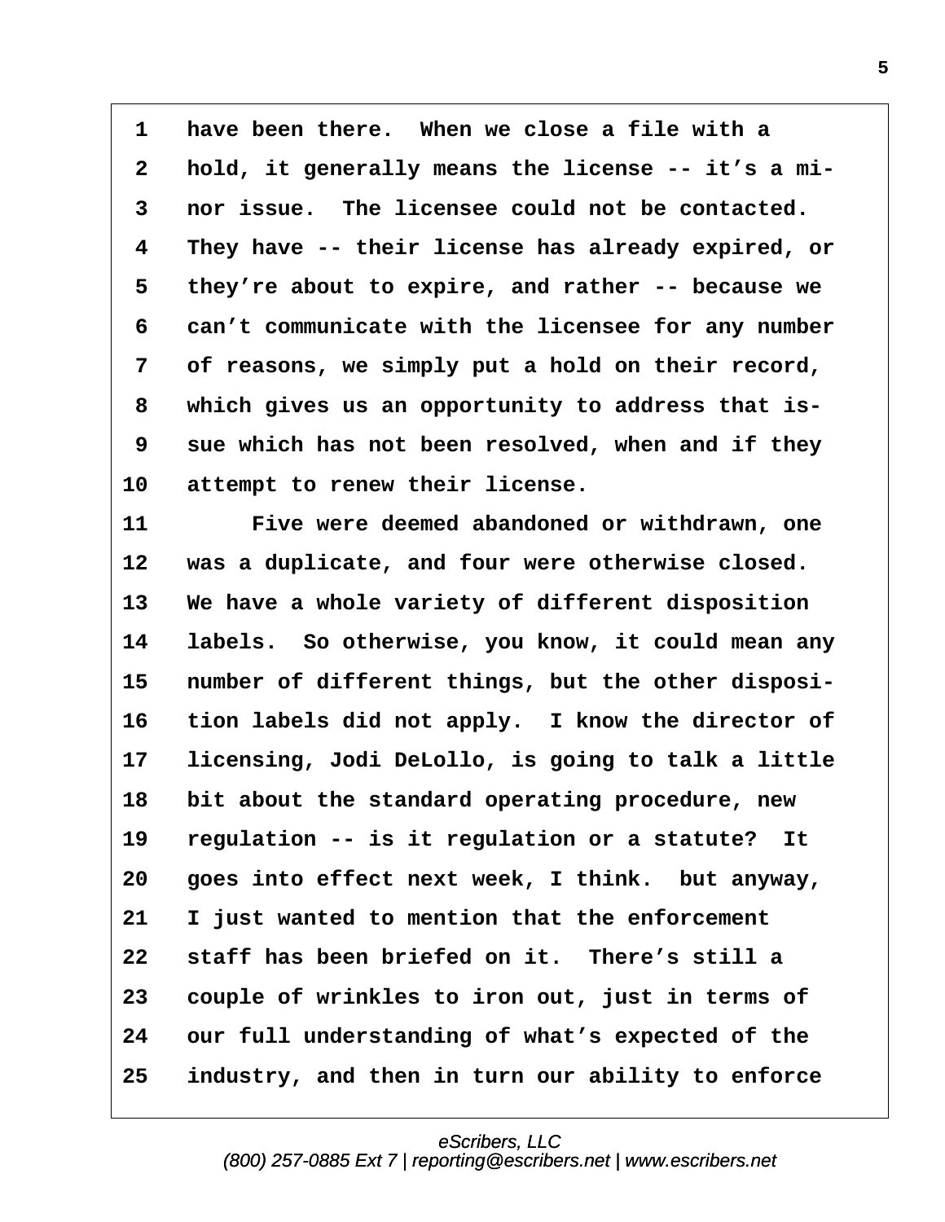have been there. When we close a file with a hold, it generally means the license -- it's a minor issue. The licensee could not be contacted. They have -- their license has already expired, or they're about to expire, and rather -- because we can't communicate with the licensee for any number of reasons, we simply put a hold on their record, which gives us an opportunity to address that issue which has not been resolved, when and if they attempt to renew their license.

Five were deemed abandoned or withdrawn, one was a duplicate, and four were otherwise closed. We have a whole variety of different disposition labels. So otherwise, you know, it could mean any number of different things, but the other disposition labels did not apply. I know the director of licensing, Jodi DeLollo, is going to talk a little bit about the standard operating procedure, new regulation -- is it regulation or a statute? It goes into effect next week, I think. but anyway, I just wanted to mention that the enforcement staff has been briefed on it. There's still a couple of wrinkles to iron out, just in terms of our full understanding of what's expected of the industry, and then in turn our ability to enforce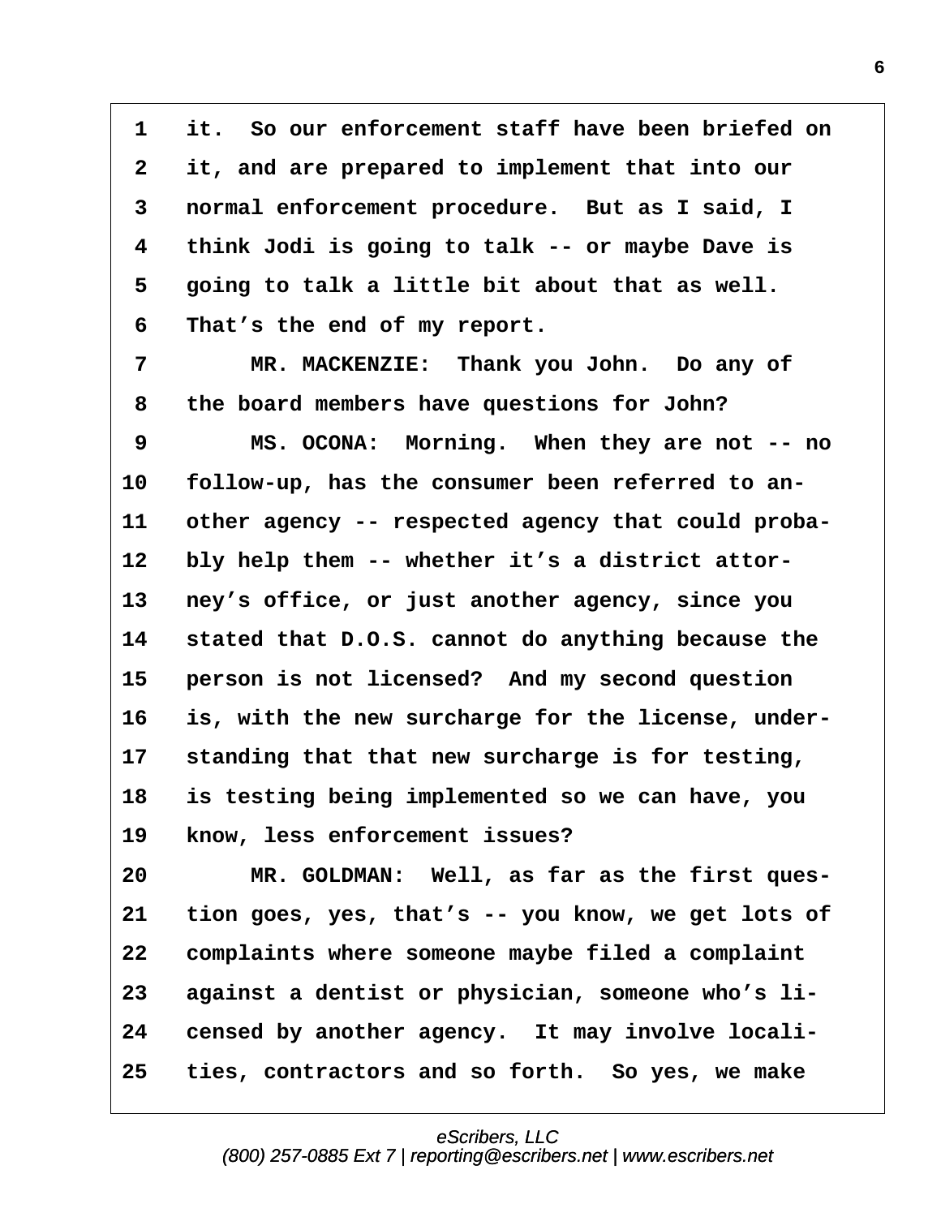1 it. So our enforcement staff have been briefed on
2 it, and are prepared to implement that into our
3 normal enforcement procedure. But as I said, I
4 think Jodi is going to talk -- or maybe Dave is
5 going to talk a little bit about that as well.
6 That's the end of my report.
7 MR. MACKENZIE: Thank you John. Do any of
8 the board members have questions for John?
9 MS. OCONA: Morning. When they are not -- no
10 follow-up, has the consumer been referred to an-
11 other agency -- respected agency that could proba-
12 bly help them -- whether it's a district attor-
13 ney's office, or just another agency, since you
14 stated that D.O.S. cannot do anything because the
15 person is not licensed? And my second question
16 is, with the new surcharge for the license, under-
17 standing that that new surcharge is for testing,
18 is testing being implemented so we can have, you
19 know, less enforcement issues?
20 MR. GOLDMAN: Well, as far as the first ques-
21 tion goes, yes, that's -- you know, we get lots of
22 complaints where someone maybe filed a complaint
23 against a dentist or physician, someone who's li-
24 censed by another agency. It may involve locali-
25 ties, contractors and so forth. So yes, we make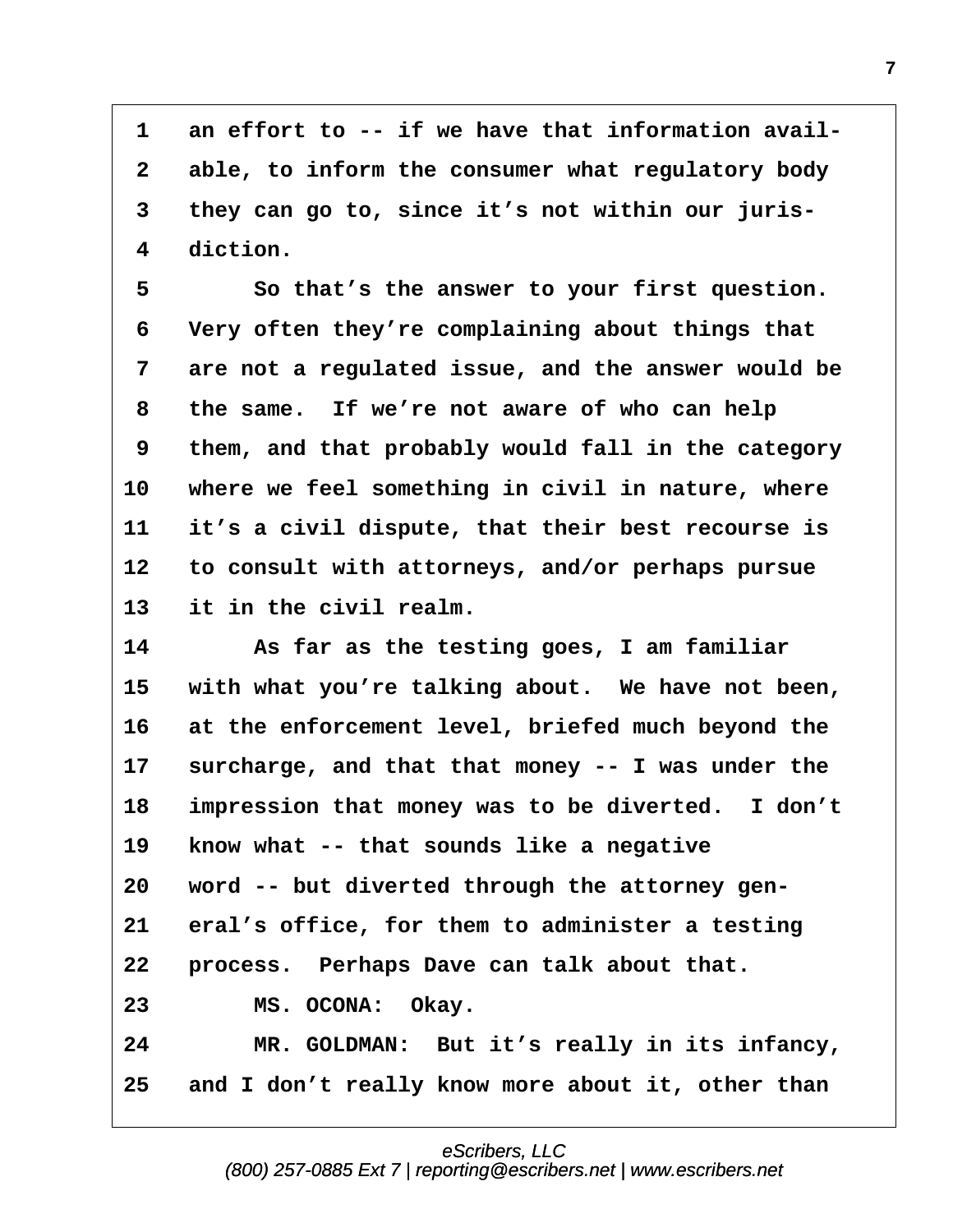1 an effort to -- if we have that information avail-
2 able, to inform the consumer what regulatory body
3 they can go to, since it's not within our juris-
4 diction.

5 So that's the answer to your first question.
6 Very often they're complaining about things that
7 are not a regulated issue, and the answer would be
8 the same. If we're not aware of who can help
9 them, and that probably would fall in the category
10 where we feel something in civil in nature, where
11 it's a civil dispute, that their best recourse is
12 to consult with attorneys, and/or perhaps pursue
13 it in the civil realm.

14 As far as the testing goes, I am familiar
15 with what you're talking about. We have not been,
16 at the enforcement level, briefed much beyond the
17 surcharge, and that that money -- I was under the
18 impression that money was to be diverted. I don't
19 know what -- that sounds like a negative
20 word -- but diverted through the attorney gen-
21 eral's office, for them to administer a testing
22 process. Perhaps Dave can talk about that.

23 MS. OCONA: Okay.

24 MR. GOLDMAN: But it's really in its infancy,
25 and I don't really know more about it, other than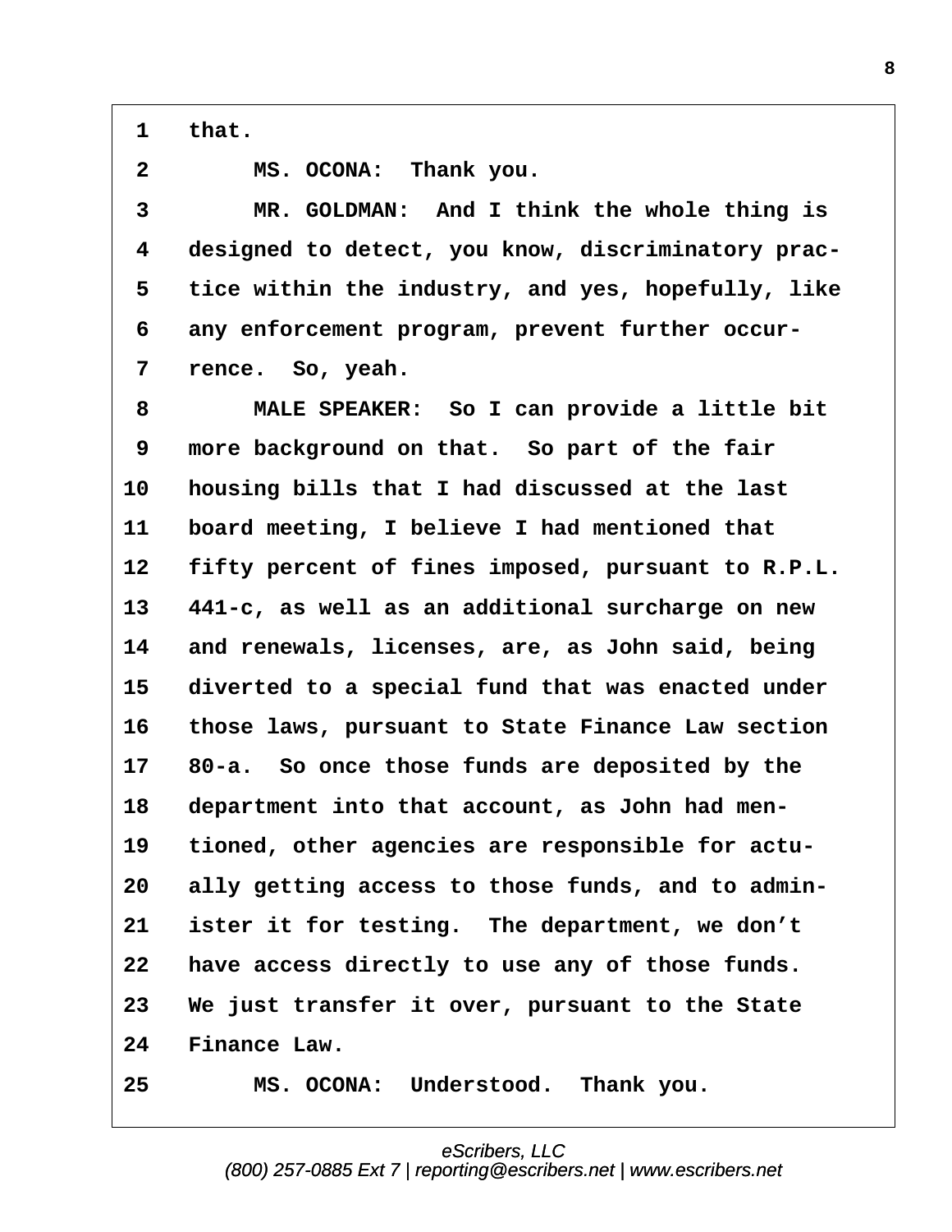1 that.

2 MS. OCONA: Thank you.

3 MR. GOLDMAN: And I think the whole thing is
4 designed to detect, you know, discriminatory prac-
5 tice within the industry, and yes, hopefully, like
6 any enforcement program, prevent further occur-
7 rence. So, yeah.

8 MALE SPEAKER: So I can provide a little bit
9 more background on that. So part of the fair
10 housing bills that I had discussed at the last
11 board meeting, I believe I had mentioned that
12 fifty percent of fines imposed, pursuant to R.P.L.
13 441-c, as well as an additional surcharge on new
14 and renewals, licenses, are, as John said, being
15 diverted to a special fund that was enacted under
16 those laws, pursuant to State Finance Law section
17 80-a. So once those funds are deposited by the
18 department into that account, as John had men-
19 tioned, other agencies are responsible for actu-
20 ally getting access to those funds, and to admin-
21 ister it for testing. The department, we don't
22 have access directly to use any of those funds.
23 We just transfer it over, pursuant to the State
24 Finance Law.

25 MS. OCONA: Understood. Thank you.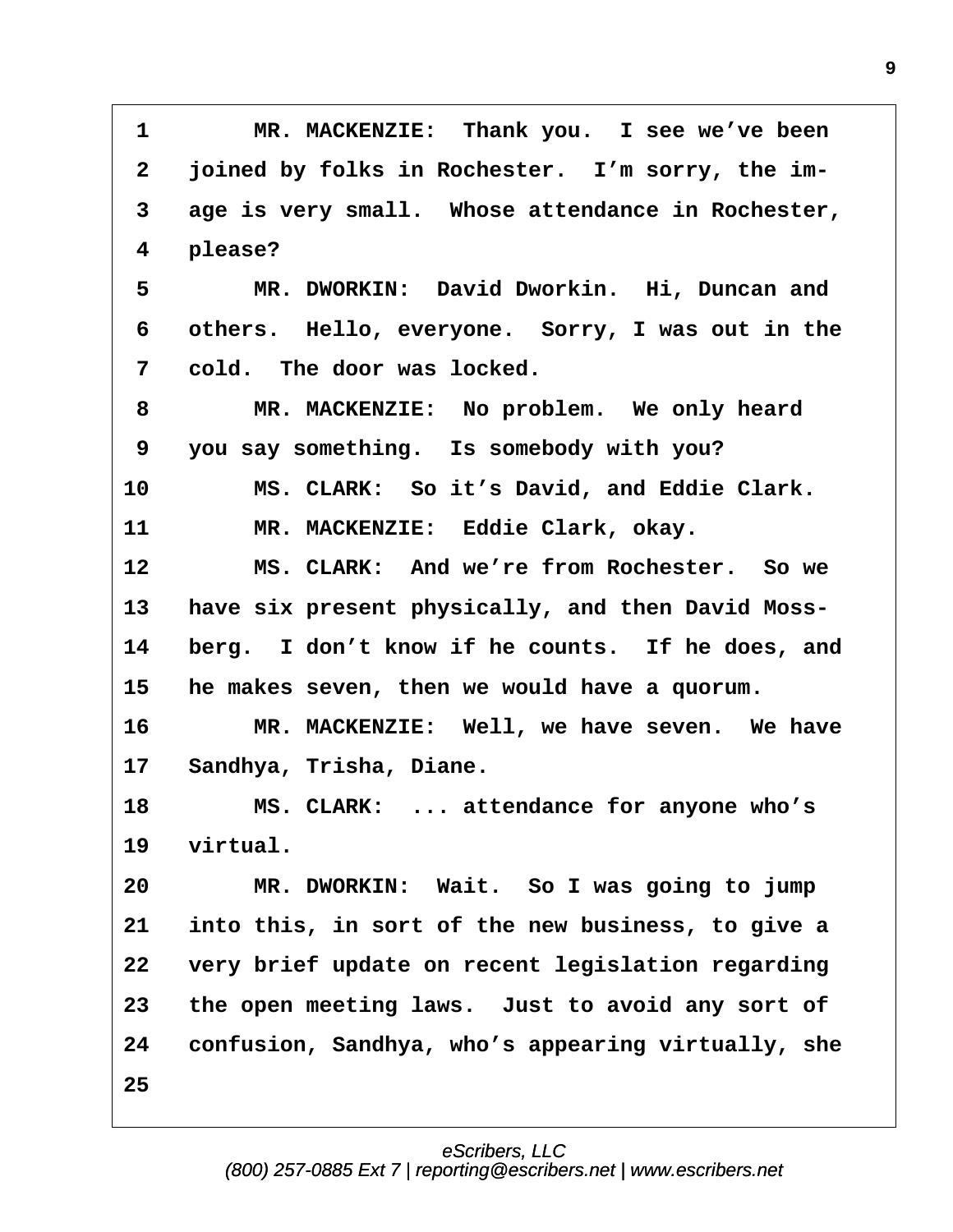1 MR. MACKENZIE: Thank you. I see we've been
2 joined by folks in Rochester. I'm sorry, the im-
3 age is very small. Whose attendance in Rochester,
4 please?
5 MR. DWORKIN: David Dworkin. Hi, Duncan and
6 others. Hello, everyone. Sorry, I was out in the
7 cold. The door was locked.
8 MR. MACKENZIE: No problem. We only heard
9 you say something. Is somebody with you?
10 MS. CLARK: So it's David, and Eddie Clark.
11 MR. MACKENZIE: Eddie Clark, okay.
12 MS. CLARK: And we're from Rochester. So we
13 have six present physically, and then David Moss-
14 berg. I don't know if he counts. If he does, and
15 he makes seven, then we would have a quorum.
16 MR. MACKENZIE: Well, we have seven. We have
17 Sandhya, Trisha, Diane.
18 MS. CLARK: ... attendance for anyone who's
19 virtual.
20 MR. DWORKIN: Wait. So I was going to jump
21 into this, in sort of the new business, to give a
22 very brief update on recent legislation regarding
23 the open meeting laws. Just to avoid any sort of
24 confusion, Sandhya, who's appearing virtually, she
25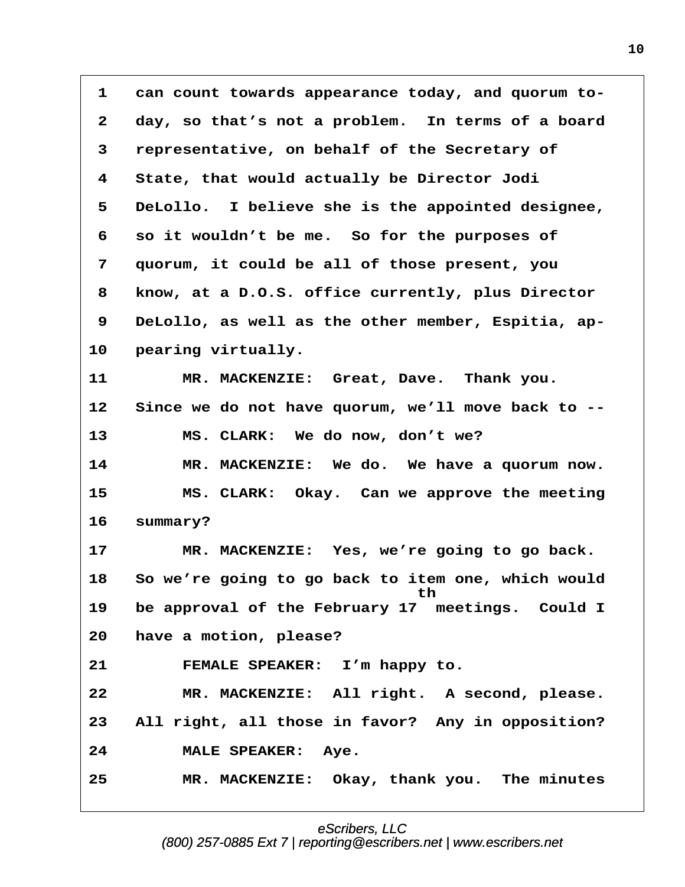1 can count towards appearance today, and quorum to-
2 day, so that's not a problem. In terms of a board
3 representative, on behalf of the Secretary of
4 State, that would actually be Director Jodi
5 DeLollo. I believe she is the appointed designee,
6 so it wouldn't be me. So for the purposes of
7 quorum, it could be all of those present, you
8 know, at a D.O.S. office currently, plus Director
9 DeLollo, as well as the other member, Espitia, ap-
10 pearing virtually.
11 MR. MACKENZIE: Great, Dave. Thank you.
12 Since we do not have quorum, we'll move back to --
13 MS. CLARK: We do now, don't we?
14 MR. MACKENZIE: We do. We have a quorum now.
15 MS. CLARK: Okay. Can we approve the meeting
16 summary?
17 MR. MACKENZIE: Yes, we're going to go back.
18 So we're going to go back to item one, which would
19 be approval of the February 17th meetings. Could I
20 have a motion, please?
21 FEMALE SPEAKER: I'm happy to.
22 MR. MACKENZIE: All right. A second, please.
23 All right, all those in favor? Any in opposition?
24 MALE SPEAKER: Aye.
25 MR. MACKENZIE: Okay, thank you. The minutes

eScribers, LLC
(800) 257-0885 Ext 7 | reporting@escribers.net | www.escribers.net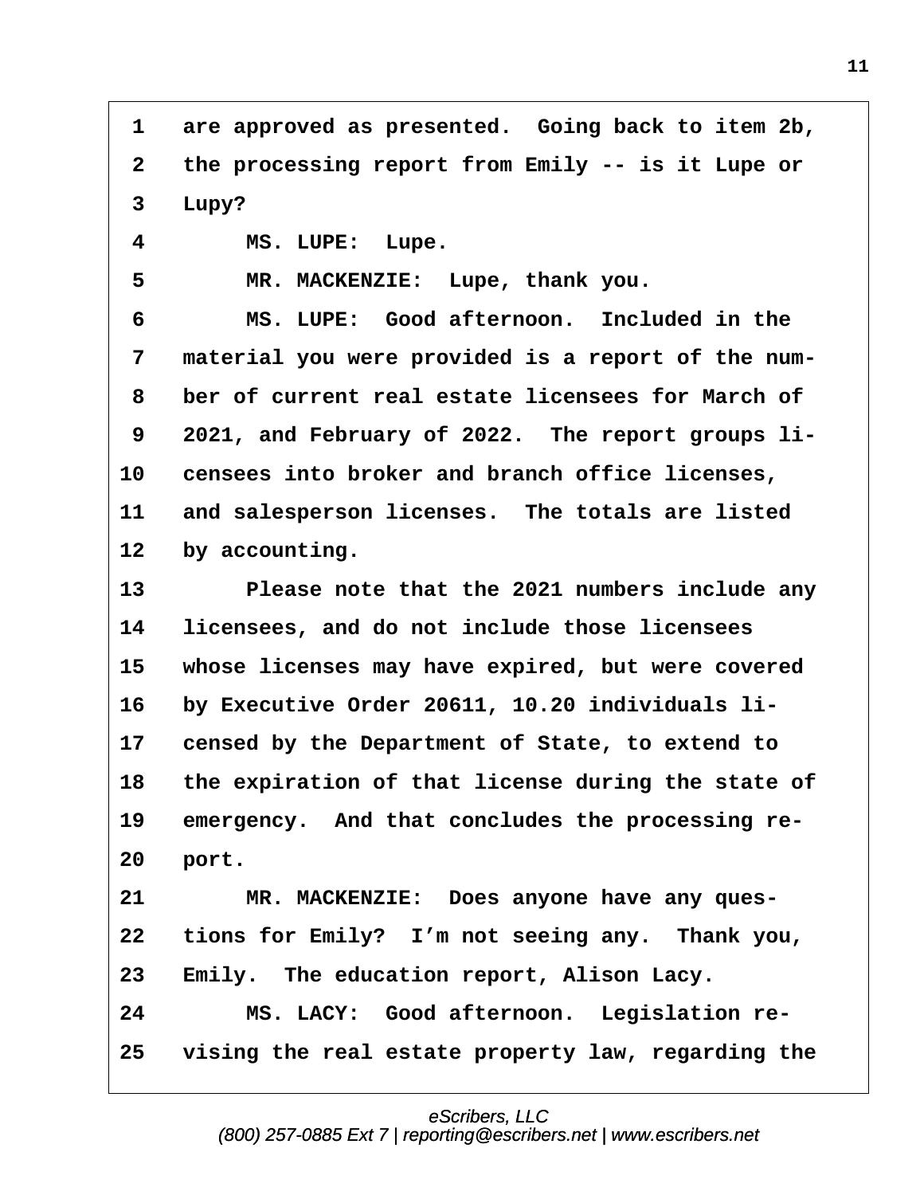1 are approved as presented. Going back to item 2b,
2 the processing report from Emily -- is it Lupe or
3 Lupy?
4 MS. LUPE: Lupe.
5 MR. MACKENZIE: Lupe, thank you.
6 MS. LUPE: Good afternoon. Included in the
7 material you were provided is a report of the num-
8 ber of current real estate licensees for March of
9 2021, and February of 2022. The report groups li-
10 censees into broker and branch office licenses,
11 and salesperson licenses. The totals are listed
12 by accounting.
13 Please note that the 2021 numbers include any
14 licensees, and do not include those licensees
15 whose licenses may have expired, but were covered
16 by Executive Order 20611, 10.20 individuals li-
17 censed by the Department of State, to extend to
18 the expiration of that license during the state of
19 emergency. And that concludes the processing re-
20 port.
21 MR. MACKENZIE: Does anyone have any ques-
22 tions for Emily? I'm not seeing any. Thank you,
23 Emily. The education report, Alison Lacy.
24 MS. LACY: Good afternoon. Legislation re-
25 vising the real estate property law, regarding the

eScribers, LLC
(800) 257-0885 Ext 7 | reporting@escribers.net | www.escribers.net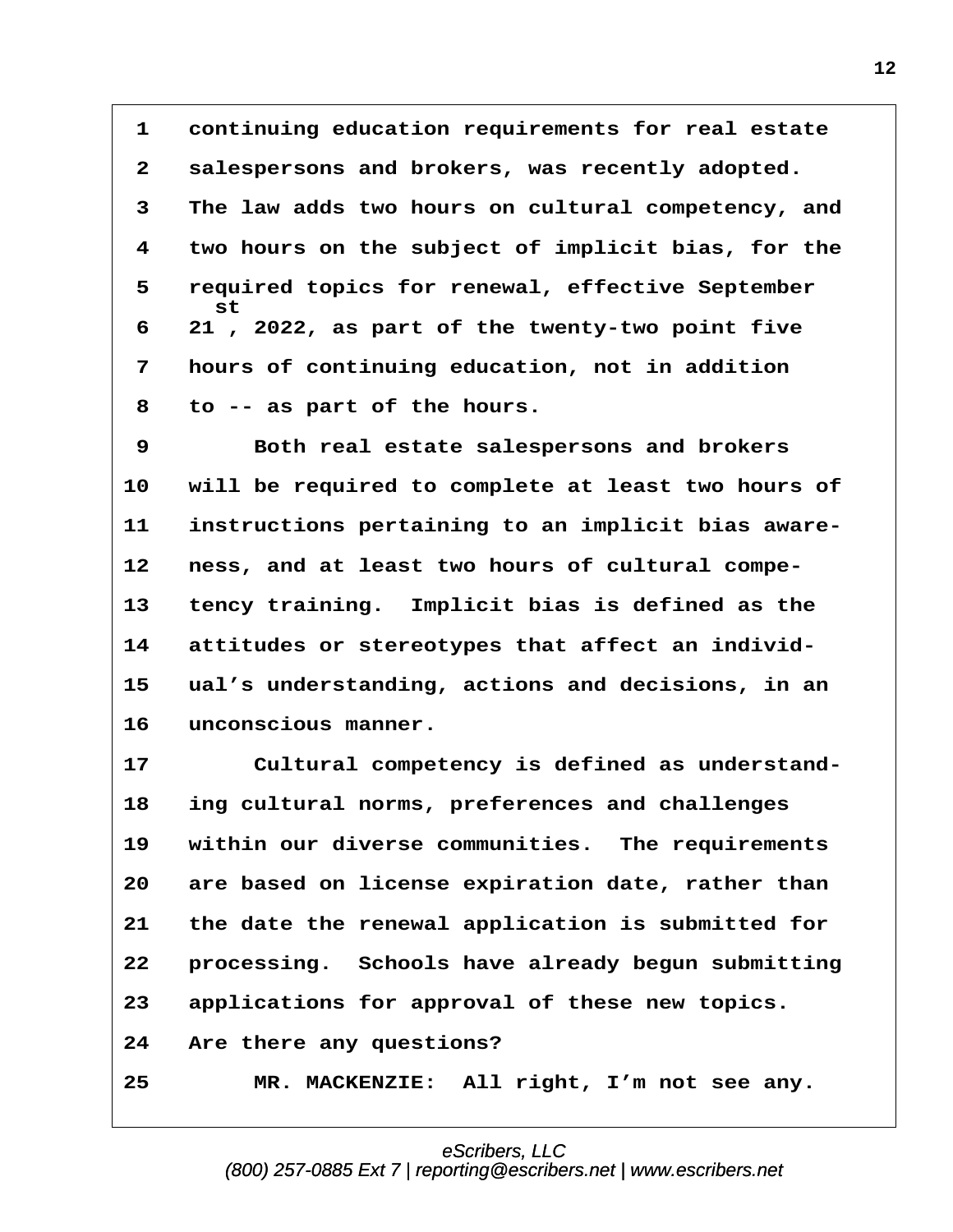continuing education requirements for real estate salespersons and brokers, was recently adopted. The law adds two hours on cultural competency, and two hours on the subject of implicit bias, for the required topics for renewal, effective September 21st, 2022, as part of the twenty-two point five hours of continuing education, not in addition to -- as part of the hours.

Both real estate salespersons and brokers will be required to complete at least two hours of instructions pertaining to an implicit bias awareness, and at least two hours of cultural competency training. Implicit bias is defined as the attitudes or stereotypes that affect an individual's understanding, actions and decisions, in an unconscious manner.

Cultural competency is defined as understanding cultural norms, preferences and challenges within our diverse communities. The requirements are based on license expiration date, rather than the date the renewal application is submitted for processing. Schools have already begun submitting applications for approval of these new topics. Are there any questions?

MR. MACKENZIE: All right, I'm not see any.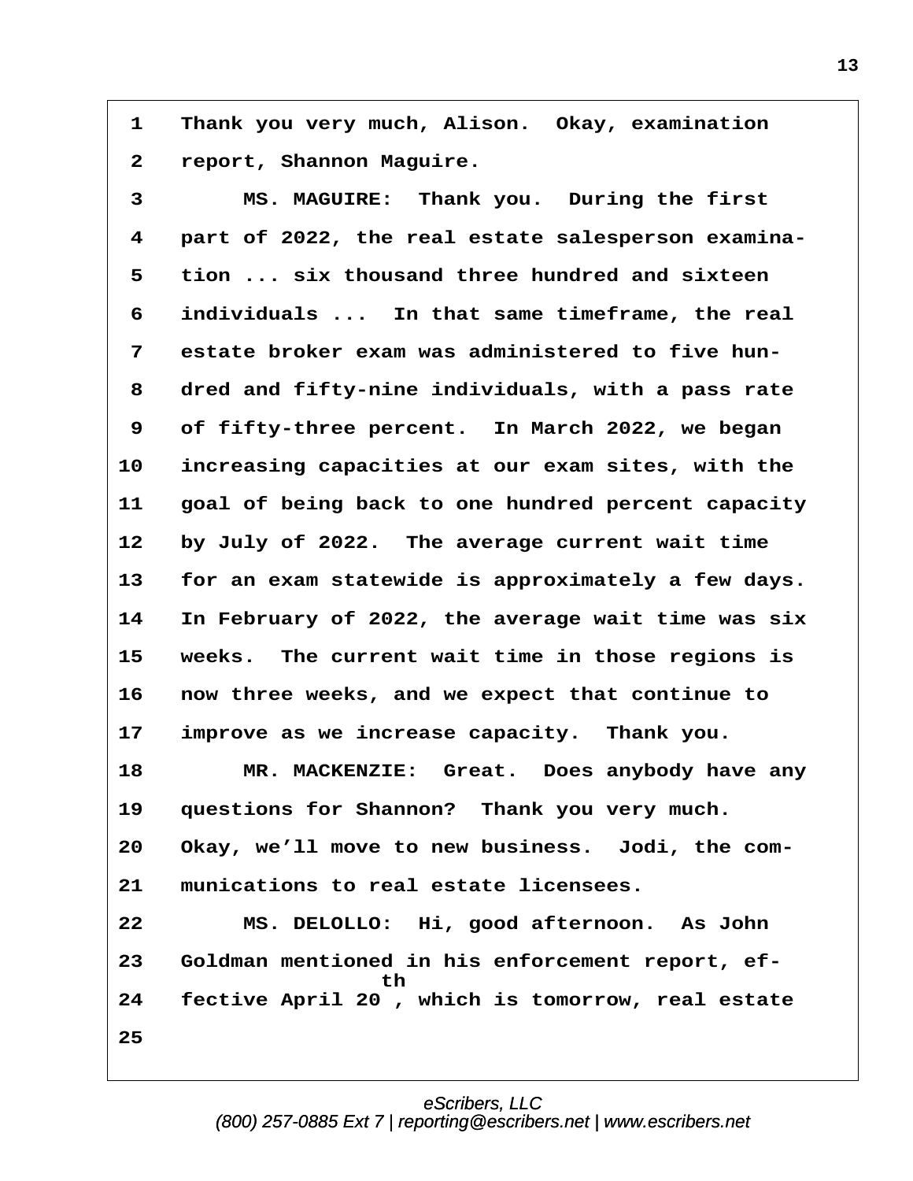1 Thank you very much, Alison. Okay, examination
2 report, Shannon Maguire.

3 MS. MAGUIRE: Thank you. During the first
4 part of 2022, the real estate salesperson examina-
5 tion ... six thousand three hundred and sixteen
6 individuals ... In that same timeframe, the real
7 estate broker exam was administered to five hun-
8 dred and fifty-nine individuals, with a pass rate
9 of fifty-three percent. In March 2022, we began
10 increasing capacities at our exam sites, with the
11 goal of being back to one hundred percent capacity
12 by July of 2022. The average current wait time
13 for an exam statewide is approximately a few days.
14 In February of 2022, the average wait time was six
15 weeks. The current wait time in those regions is
16 now three weeks, and we expect that continue to
17 improve as we increase capacity. Thank you.

18 MR. MACKENZIE: Great. Does anybody have any
19 questions for Shannon? Thank you very much.
20 Okay, we'll move to new business. Jodi, the com-
21 munications to real estate licensees.

22 MS. DELOLLO: Hi, good afternoon. As John
23 Goldman mentioned in his enforcement report, ef-
24 fective April 20th, which is tomorrow, real estate
25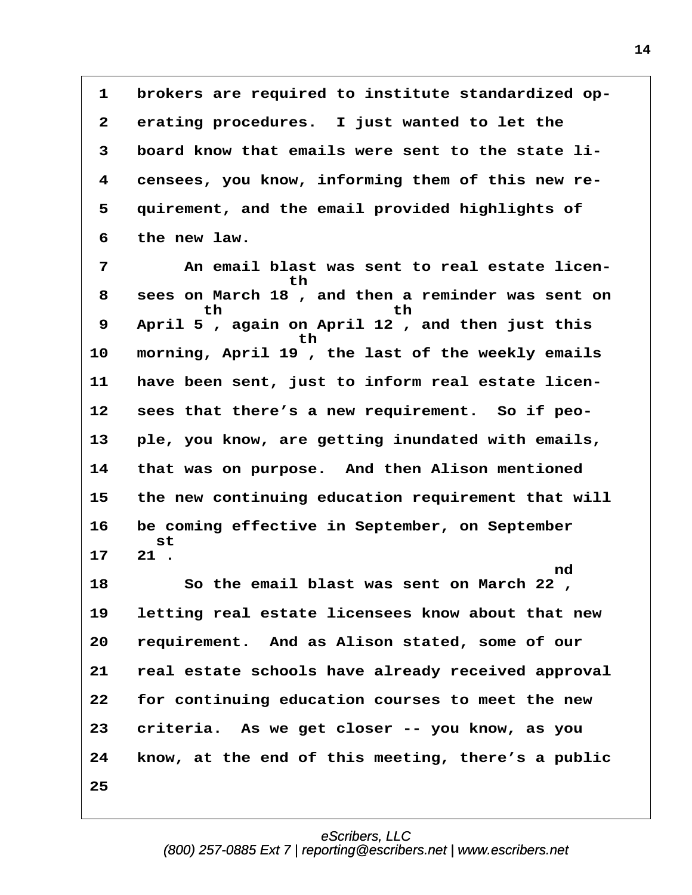1 brokers are required to institute standardized op-
2 erating procedures. I just wanted to let the
3 board know that emails were sent to the state li-
4 censees, you know, informing them of this new re-
5 quirement, and the email provided highlights of
6 the new law.

7 An email blast was sent to real estate licen-
8 sees on March 18th, and then a reminder was sent on
9 April 5th, again on April 12th, and then just this
10 morning, April 19th, the last of the weekly emails
11 have been sent, just to inform real estate licen-
12 sees that there's a new requirement. So if peo-
13 ple, you know, are getting inundated with emails,
14 that was on purpose. And then Alison mentioned
15 the new continuing education requirement that will
16 be coming effective in September, on September
17 21st.

18 So the email blast was sent on March 22nd,
19 letting real estate licensees know about that new
20 requirement. And as Alison stated, some of our
21 real estate schools have already received approval
22 for continuing education courses to meet the new
23 criteria. As we get closer -- you know, as you
24 know, at the end of this meeting, there's a public
25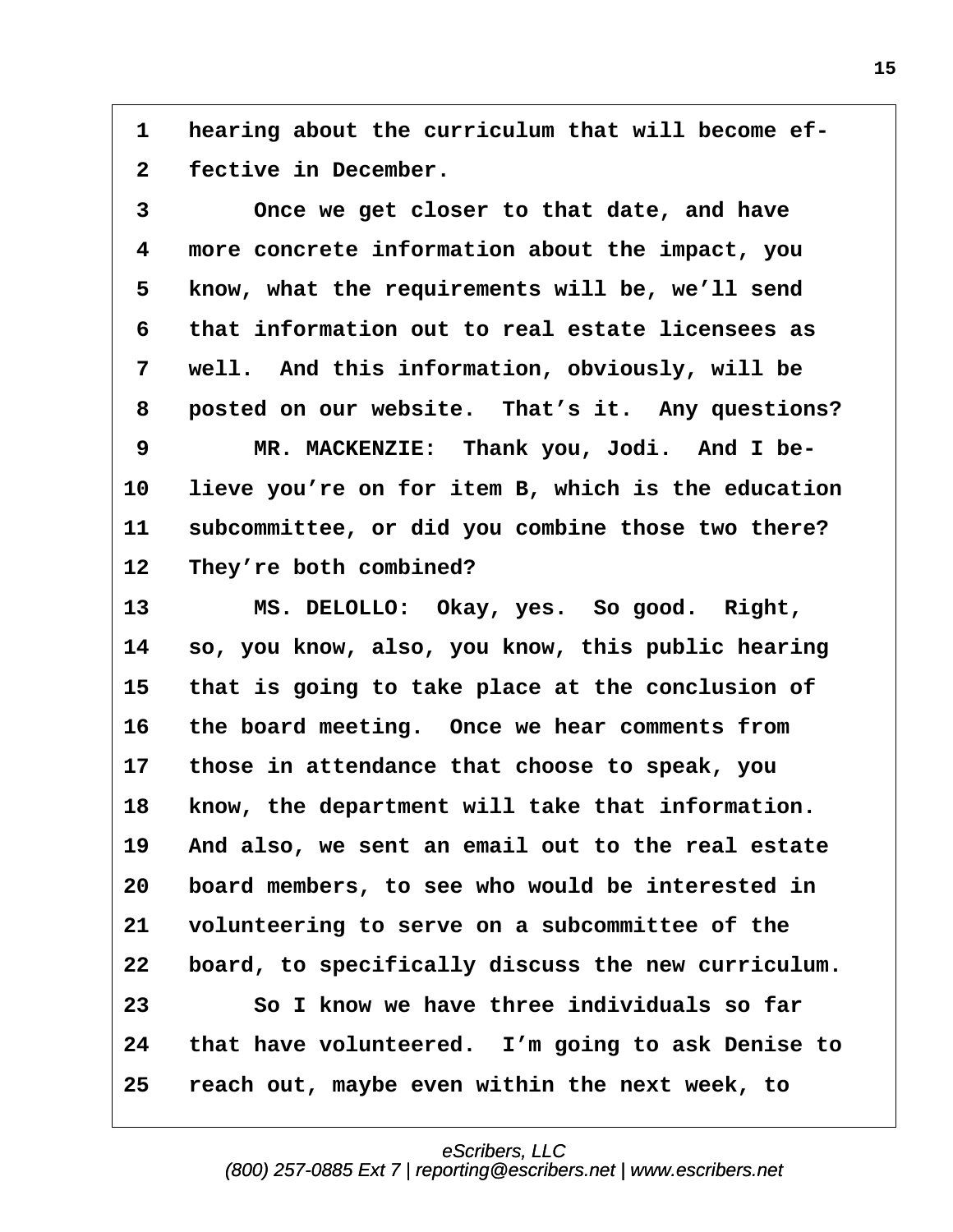1 hearing about the curriculum that will become ef-
2 fective in December.
3 Once we get closer to that date, and have
4 more concrete information about the impact, you
5 know, what the requirements will be, we'll send
6 that information out to real estate licensees as
7 well. And this information, obviously, will be
8 posted on our website. That's it. Any questions?
9 MR. MACKENZIE: Thank you, Jodi. And I be-
10 lieve you're on for item B, which is the education
11 subcommittee, or did you combine those two there?
12 They're both combined?
13 MS. DELOLLO: Okay, yes. So good. Right,
14 so, you know, also, you know, this public hearing
15 that is going to take place at the conclusion of
16 the board meeting. Once we hear comments from
17 those in attendance that choose to speak, you
18 know, the department will take that information.
19 And also, we sent an email out to the real estate
20 board members, to see who would be interested in
21 volunteering to serve on a subcommittee of the
22 board, to specifically discuss the new curriculum.
23 So I know we have three individuals so far
24 that have volunteered. I'm going to ask Denise to
25 reach out, maybe even within the next week, to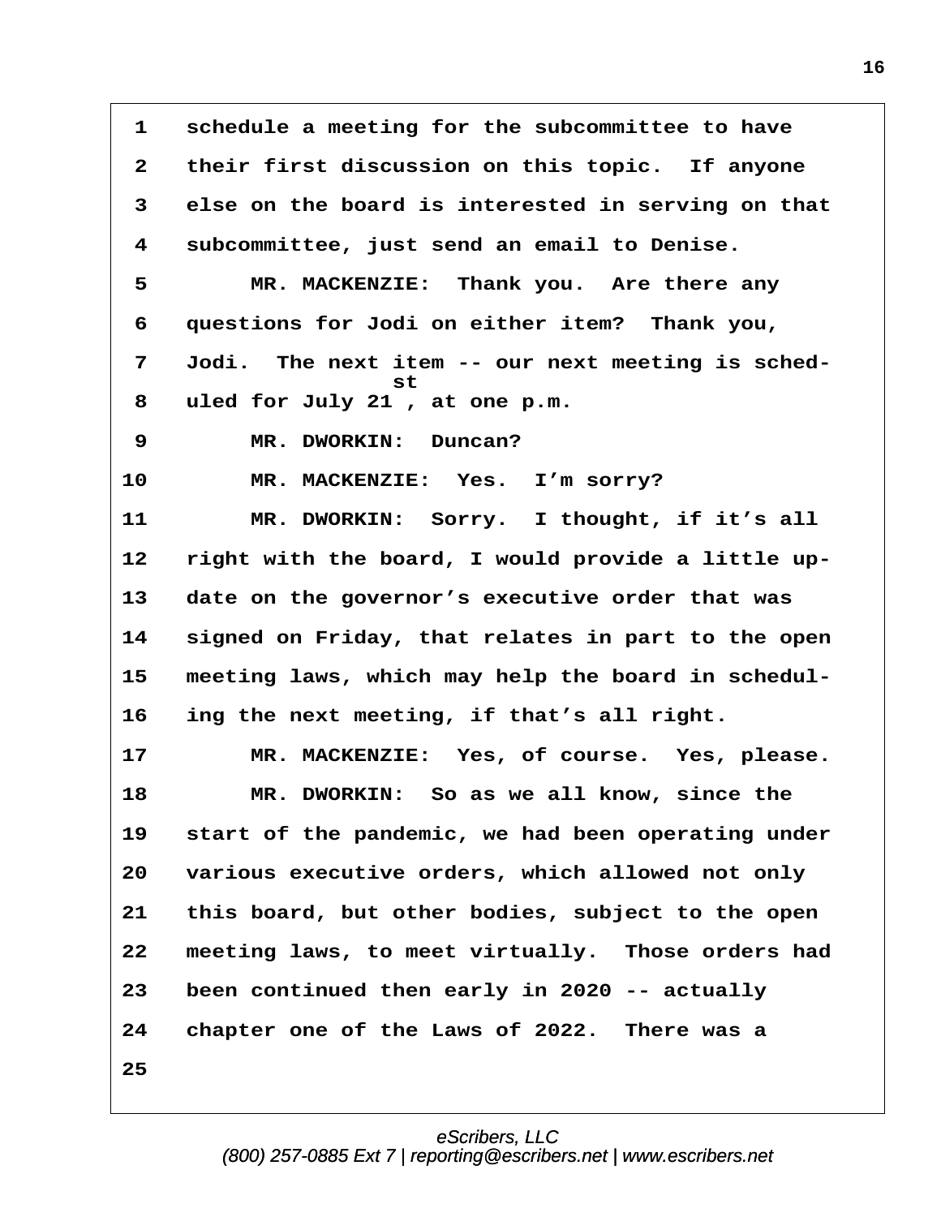1 schedule a meeting for the subcommittee to have
2 their first discussion on this topic. If anyone
3 else on the board is interested in serving on that
4 subcommittee, just send an email to Denise.
5 MR. MACKENZIE: Thank you. Are there any
6 questions for Jodi on either item? Thank you,
7 Jodi. The next item -- our next meeting is sched-
8 uled for July 21st, at one p.m.
9 MR. DWORKIN: Duncan?
10 MR. MACKENZIE: Yes. I'm sorry?
11 MR. DWORKIN: Sorry. I thought, if it's all
12 right with the board, I would provide a little up-
13 date on the governor's executive order that was
14 signed on Friday, that relates in part to the open
15 meeting laws, which may help the board in schedul-
16 ing the next meeting, if that's all right.
17 MR. MACKENZIE: Yes, of course. Yes, please.
18 MR. DWORKIN: So as we all know, since the
19 start of the pandemic, we had been operating under
20 various executive orders, which allowed not only
21 this board, but other bodies, subject to the open
22 meeting laws, to meet virtually. Those orders had
23 been continued then early in 2020 -- actually
24 chapter one of the Laws of 2022. There was a
25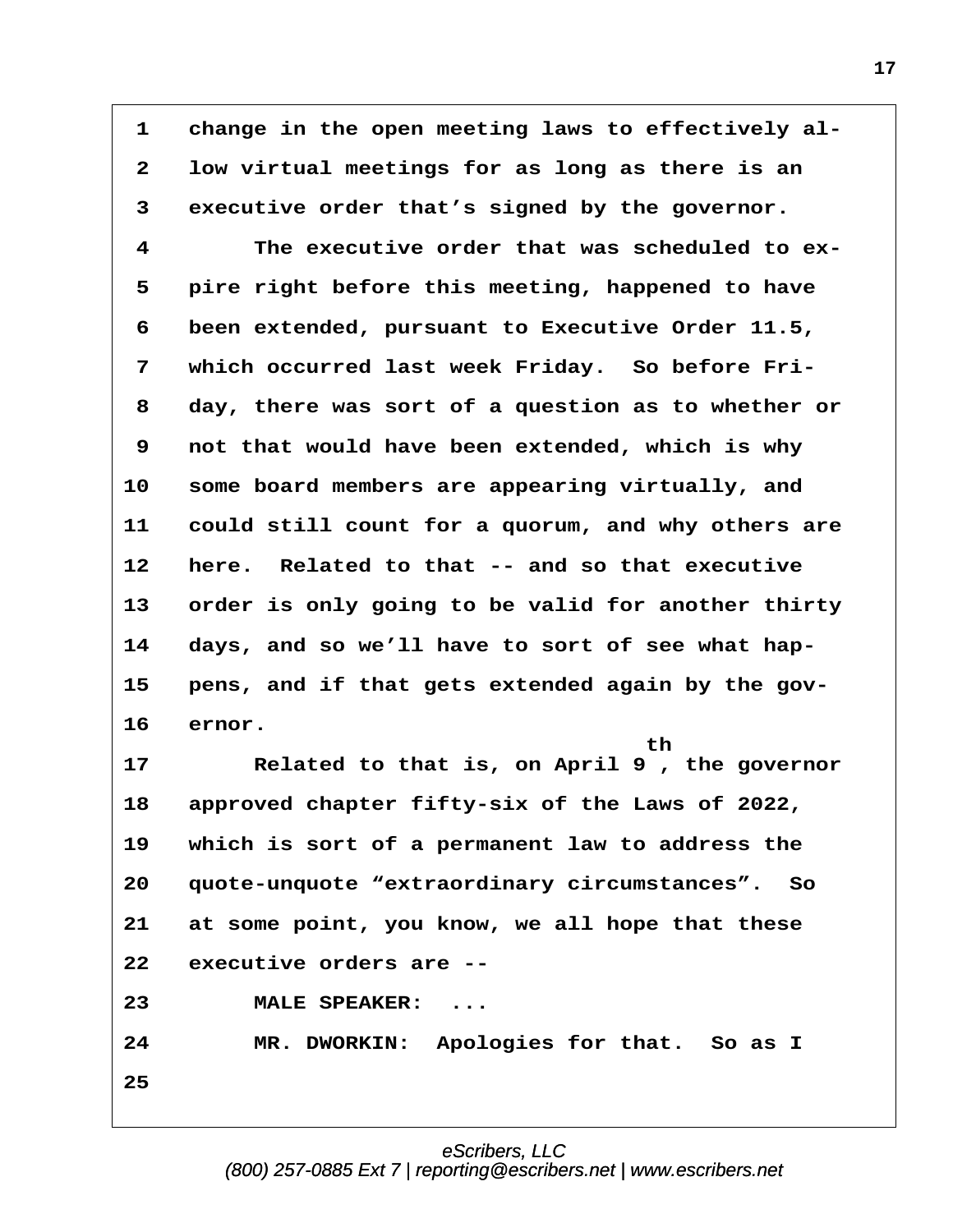1 change in the open meeting laws to effectively al-
2 low virtual meetings for as long as there is an
3 executive order that's signed by the governor.
4 The executive order that was scheduled to ex-
5 pire right before this meeting, happened to have
6 been extended, pursuant to Executive Order 11.5,
7 which occurred last week Friday. So before Fri-
8 day, there was sort of a question as to whether or
9 not that would have been extended, which is why
10 some board members are appearing virtually, and
11 could still count for a quorum, and why others are
12 here. Related to that -- and so that executive
13 order is only going to be valid for another thirty
14 days, and so we'll have to sort of see what hap-
15 pens, and if that gets extended again by the gov-
16 ernor.
17 Related to that is, on April 9th, the governor
18 approved chapter fifty-six of the Laws of 2022,
19 which is sort of a permanent law to address the
20 quote-unquote "extraordinary circumstances". So
21 at some point, you know, we all hope that these
22 executive orders are --
23 MALE SPEAKER: ...
24 MR. DWORKIN: Apologies for that. So as I
25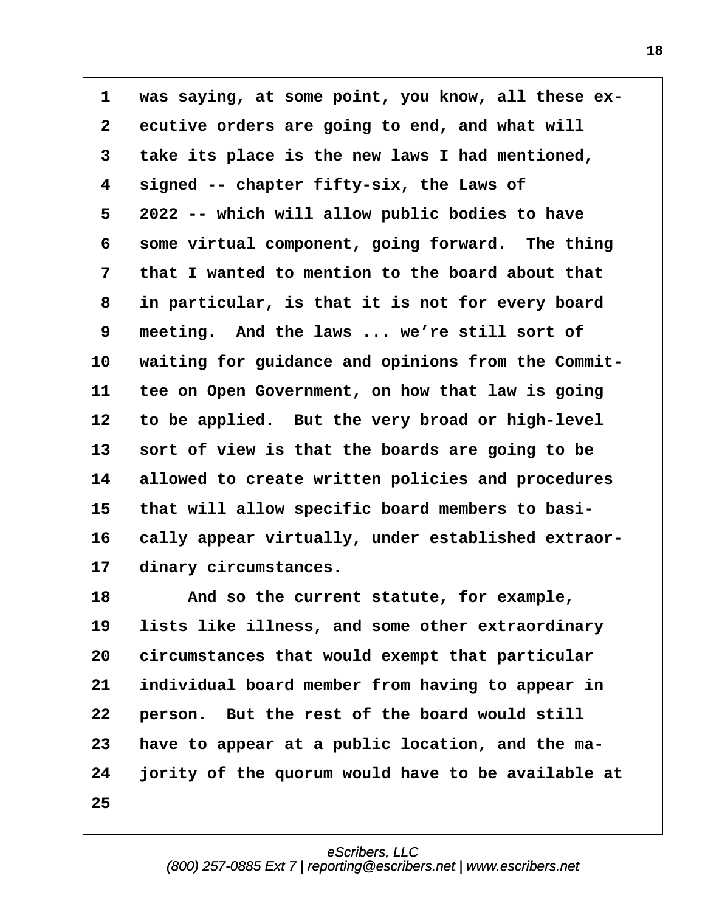1 was saying, at some point, you know, all these ex-
2 ecutive orders are going to end, and what will
3 take its place is the new laws I had mentioned,
4 signed -- chapter fifty-six, the Laws of
5 2022 -- which will allow public bodies to have
6 some virtual component, going forward. The thing
7 that I wanted to mention to the board about that
8 in particular, is that it is not for every board
9 meeting. And the laws ... we're still sort of
10 waiting for guidance and opinions from the Commit-
11 tee on Open Government, on how that law is going
12 to be applied. But the very broad or high-level
13 sort of view is that the boards are going to be
14 allowed to create written policies and procedures
15 that will allow specific board members to basi-
16 cally appear virtually, under established extraor-
17 dinary circumstances.
18 And so the current statute, for example,
19 lists like illness, and some other extraordinary
20 circumstances that would exempt that particular
21 individual board member from having to appear in
22 person. But the rest of the board would still
23 have to appear at a public location, and the ma-
24 jority of the quorum would have to be available at
25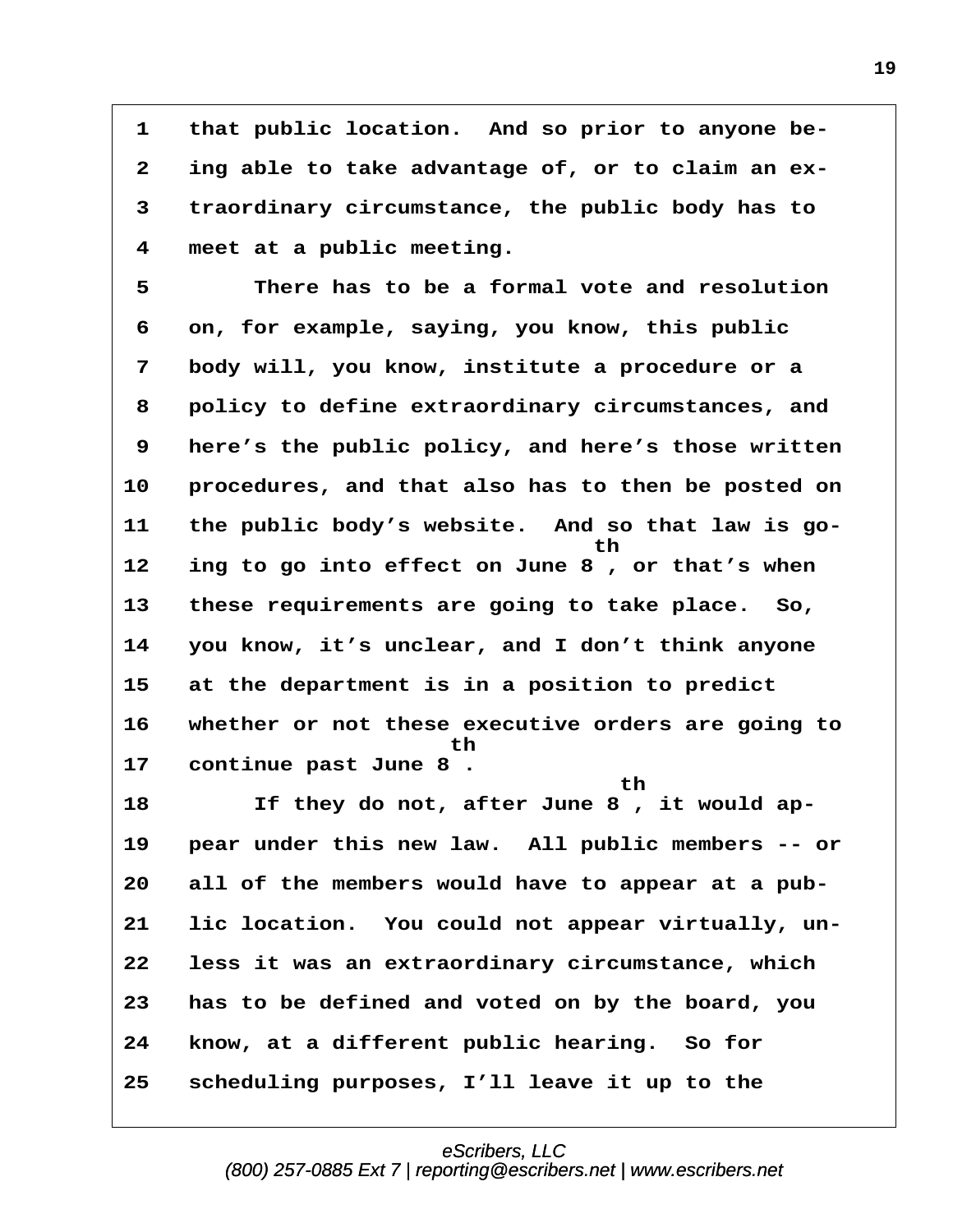1 that public location. And so prior to anyone be-
2 ing able to take advantage of, or to claim an ex-
3 traordinary circumstance, the public body has to
4 meet at a public meeting.

5 There has to be a formal vote and resolution
6 on, for example, saying, you know, this public
7 body will, you know, institute a procedure or a
8 policy to define extraordinary circumstances, and
9 here's the public policy, and here's those written
10 procedures, and that also has to then be posted on
11 the public body's website. And so that law is go-
12 ing to go into effect on June 8th, or that's when
13 these requirements are going to take place. So,
14 you know, it's unclear, and I don't think anyone
15 at the department is in a position to predict
16 whether or not these executive orders are going to
17 continue past June 8th.

18 If they do not, after June 8th, it would ap-
19 pear under this new law. All public members -- or
20 all of the members would have to appear at a pub-
21 lic location. You could not appear virtually, un-
22 less it was an extraordinary circumstance, which
23 has to be defined and voted on by the board, you
24 know, at a different public hearing. So for
25 scheduling purposes, I'll leave it up to the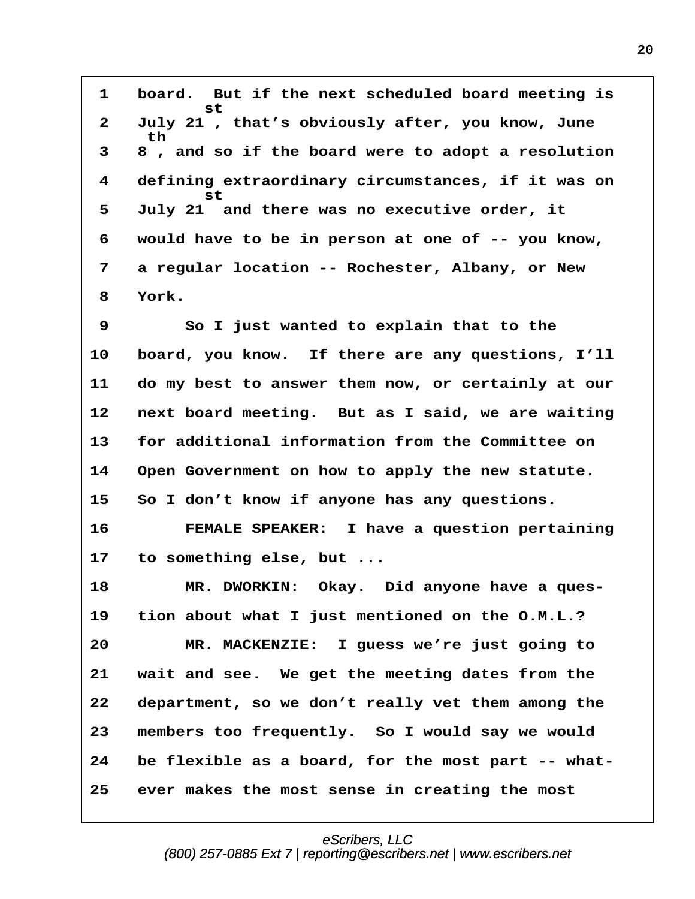1 board. But if the next scheduled board meeting is
2 July 21st, that's obviously after, you know, June
3 8th, and so if the board were to adopt a resolution
4 defining extraordinary circumstances, if it was on
5 July 21st and there was no executive order, it
6 would have to be in person at one of -- you know,
7 a regular location -- Rochester, Albany, or New
8 York.

9 So I just wanted to explain that to the
10 board, you know. If there are any questions, I'll
11 do my best to answer them now, or certainly at our
12 next board meeting. But as I said, we are waiting
13 for additional information from the Committee on
14 Open Government on how to apply the new statute.
15 So I don't know if anyone has any questions.

16 FEMALE SPEAKER: I have a question pertaining
17 to something else, but ...

18 MR. DWORKIN: Okay. Did anyone have a ques-
19 tion about what I just mentioned on the O.M.L.?

20 MR. MACKENZIE: I guess we're just going to
21 wait and see. We get the meeting dates from the
22 department, so we don't really vet them among the
23 members too frequently. So I would say we would
24 be flexible as a board, for the most part -- what-
25 ever makes the most sense in creating the most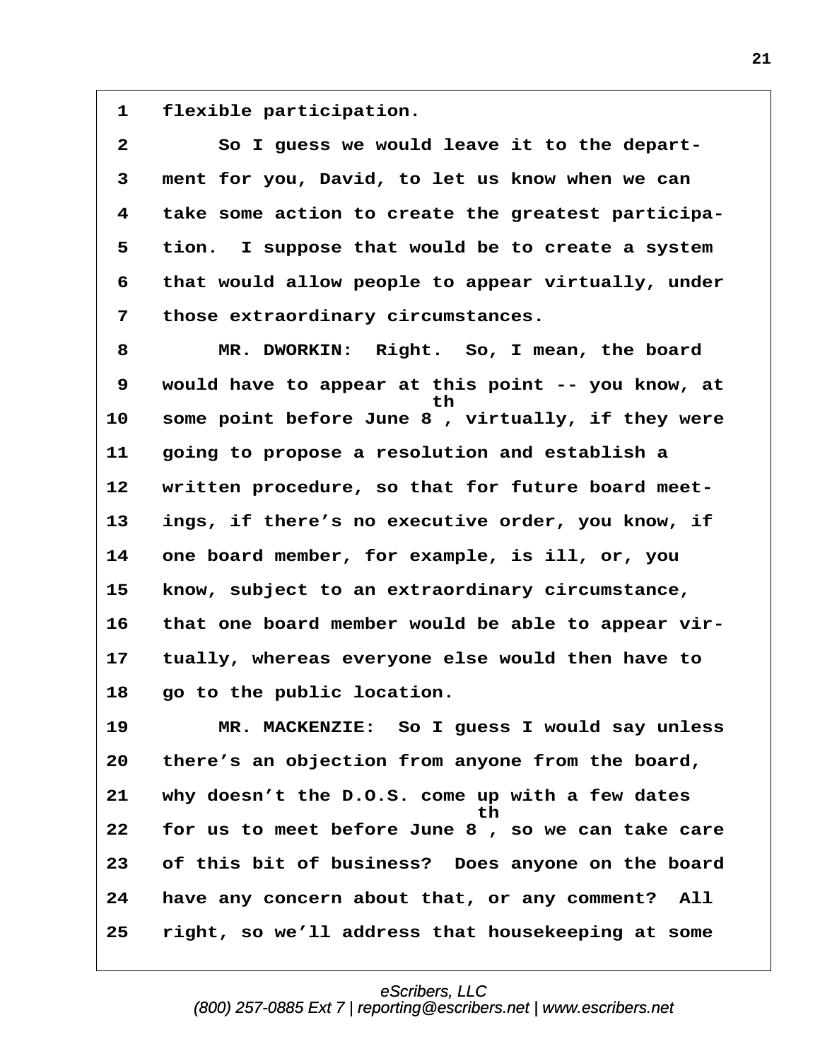1 flexible participation.

2 So I guess we would leave it to the depart-
3 ment for you, David, to let us know when we can
4 take some action to create the greatest participa-
5 tion. I suppose that would be to create a system
6 that would allow people to appear virtually, under
7 those extraordinary circumstances.

8 MR. DWORKIN: Right. So, I mean, the board
9 would have to appear at this point -- you know, at
10 some point before June 8th, virtually, if they were
11 going to propose a resolution and establish a
12 written procedure, so that for future board meet-
13 ings, if there's no executive order, you know, if
14 one board member, for example, is ill, or, you
15 know, subject to an extraordinary circumstance,
16 that one board member would be able to appear vir-
17 tually, whereas everyone else would then have to
18 go to the public location.

19 MR. MACKENZIE: So I guess I would say unless
20 there's an objection from anyone from the board,
21 why doesn't the D.O.S. come up with a few dates
22 for us to meet before June 8th, so we can take care
23 of this bit of business? Does anyone on the board
24 have any concern about that, or any comment? All
25 right, so we'll address that housekeeping at some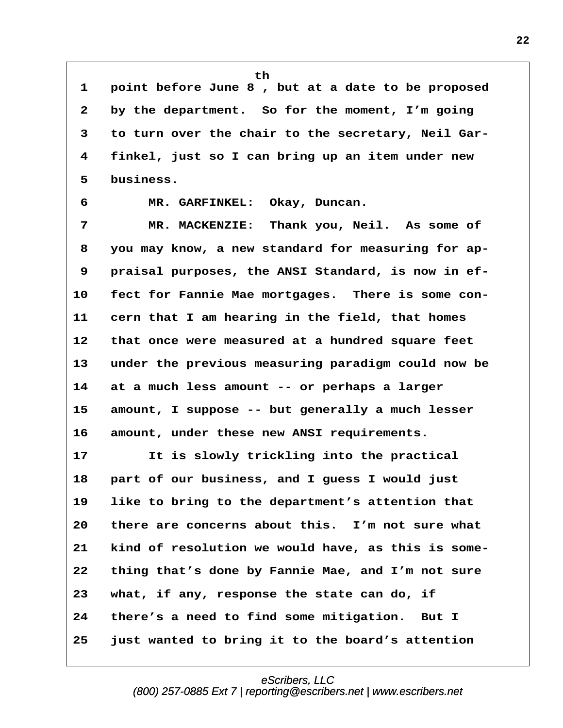1 point before June 8th, but at a date to be proposed
2 by the department. So for the moment, I'm going
3 to turn over the chair to the secretary, Neil Gar-
4 finkel, just so I can bring up an item under new
5 business.

6 MR. GARFINKEL: Okay, Duncan.

7 MR. MACKENZIE: Thank you, Neil. As some of
8 you may know, a new standard for measuring for ap-
9 praisal purposes, the ANSI Standard, is now in ef-
10 fect for Fannie Mae mortgages. There is some con-
11 cern that I am hearing in the field, that homes
12 that once were measured at a hundred square feet
13 under the previous measuring paradigm could now be
14 at a much less amount -- or perhaps a larger
15 amount, I suppose -- but generally a much lesser
16 amount, under these new ANSI requirements.

17 It is slowly trickling into the practical
18 part of our business, and I guess I would just
19 like to bring to the department's attention that
20 there are concerns about this. I'm not sure what
21 kind of resolution we would have, as this is some-
22 thing that's done by Fannie Mae, and I'm not sure
23 what, if any, response the state can do, if
24 there's a need to find some mitigation. But I
25 just wanted to bring it to the board's attention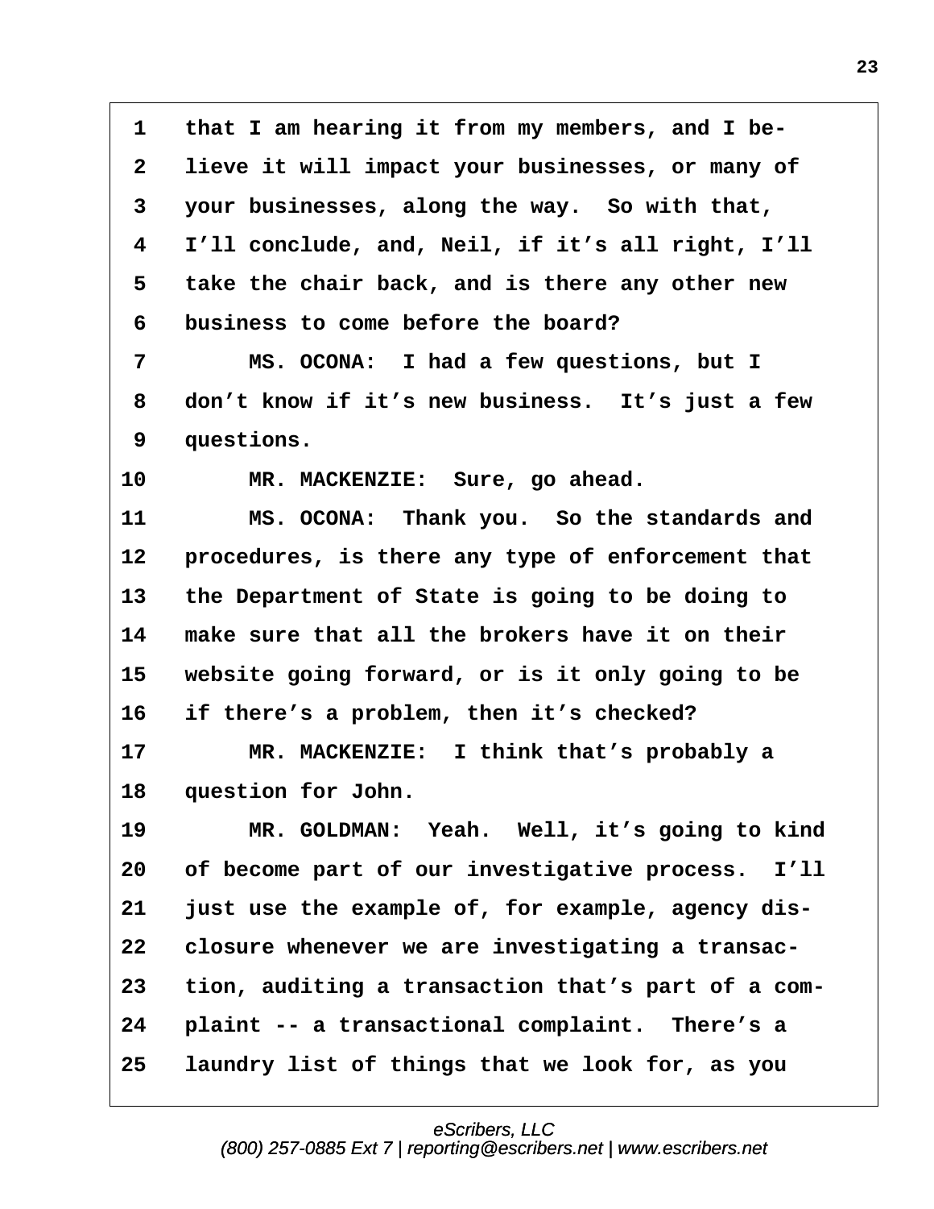1 that I am hearing it from my members, and I be-
2 lieve it will impact your businesses, or many of
3 your businesses, along the way. So with that,
4 I'll conclude, and, Neil, if it's all right, I'll
5 take the chair back, and is there any other new
6 business to come before the board?
7 MS. OCONA: I had a few questions, but I
8 don't know if it's new business. It's just a few
9 questions.
10 MR. MACKENZIE: Sure, go ahead.
11 MS. OCONA: Thank you. So the standards and
12 procedures, is there any type of enforcement that
13 the Department of State is going to be doing to
14 make sure that all the brokers have it on their
15 website going forward, or is it only going to be
16 if there's a problem, then it's checked?
17 MR. MACKENZIE: I think that's probably a
18 question for John.
19 MR. GOLDMAN: Yeah. Well, it's going to kind
20 of become part of our investigative process. I'll
21 just use the example of, for example, agency dis-
22 closure whenever we are investigating a transac-
23 tion, auditing a transaction that's part of a com-
24 plaint -- a transactional complaint. There's a
25 laundry list of things that we look for, as you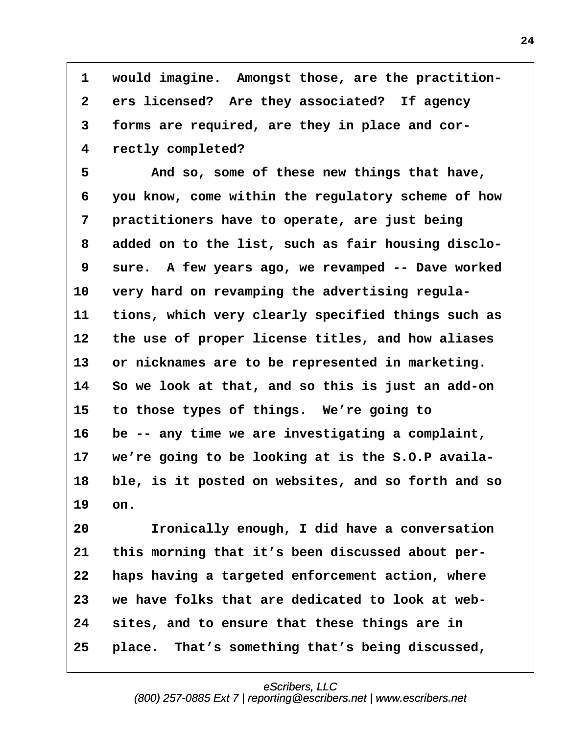1 would imagine. Amongst those, are the practition-
2 ers licensed? Are they associated? If agency
3 forms are required, are they in place and cor-
4 rectly completed?

5 And so, some of these new things that have,
6 you know, come within the regulatory scheme of how
7 practitioners have to operate, are just being
8 added on to the list, such as fair housing disclo-
9 sure. A few years ago, we revamped -- Dave worked
10 very hard on revamping the advertising regula-
11 tions, which very clearly specified things such as
12 the use of proper license titles, and how aliases
13 or nicknames are to be represented in marketing.
14 So we look at that, and so this is just an add-on
15 to those types of things. We're going to
16 be -- any time we are investigating a complaint,
17 we're going to be looking at is the S.O.P availa-
18 ble, is it posted on websites, and so forth and so
19 on.

20 Ironically enough, I did have a conversation
21 this morning that it's been discussed about per-
22 haps having a targeted enforcement action, where
23 we have folks that are dedicated to look at web-
24 sites, and to ensure that these things are in
25 place. That's something that's being discussed,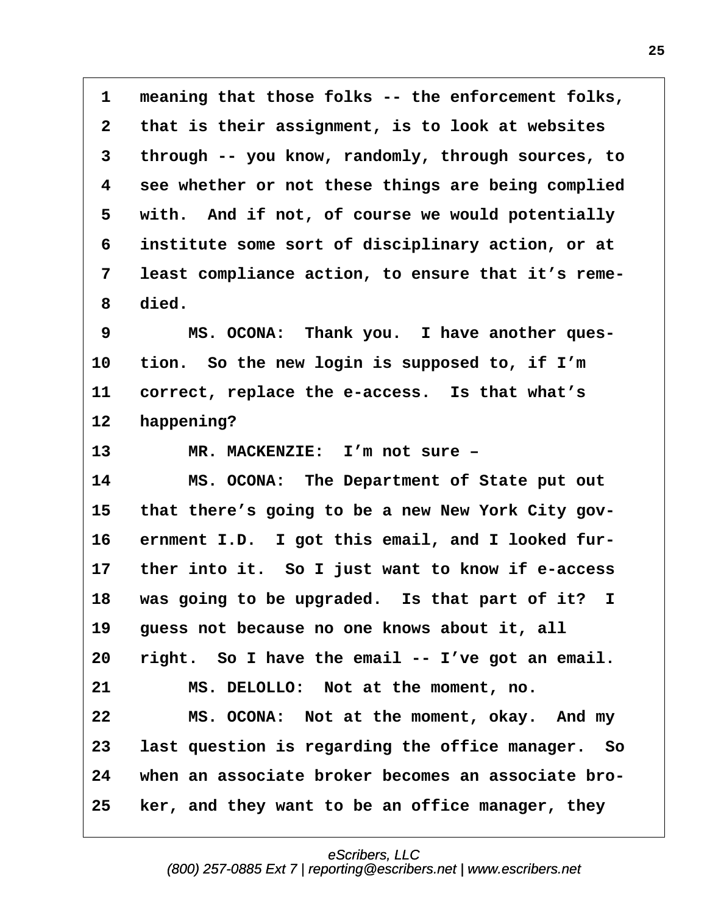1 meaning that those folks -- the enforcement folks,
2 that is their assignment, is to look at websites
3 through -- you know, randomly, through sources, to
4 see whether or not these things are being complied
5 with. And if not, of course we would potentially
6 institute some sort of disciplinary action, or at
7 least compliance action, to ensure that it's reme-
8 died.

9 MS. OCONA: Thank you. I have another ques-
10 tion. So the new login is supposed to, if I'm
11 correct, replace the e-access. Is that what's
12 happening?

13 MR. MACKENZIE: I'm not sure –

14 MS. OCONA: The Department of State put out
15 that there's going to be a new New York City gov-
16 ernment I.D. I got this email, and I looked fur-
17 ther into it. So I just want to know if e-access
18 was going to be upgraded. Is that part of it? I
19 guess not because no one knows about it, all
20 right. So I have the email -- I've got an email.

21 MS. DELOLLO: Not at the moment, no.

22 MS. OCONA: Not at the moment, okay. And my
23 last question is regarding the office manager. So
24 when an associate broker becomes an associate bro-
25 ker, and they want to be an office manager, they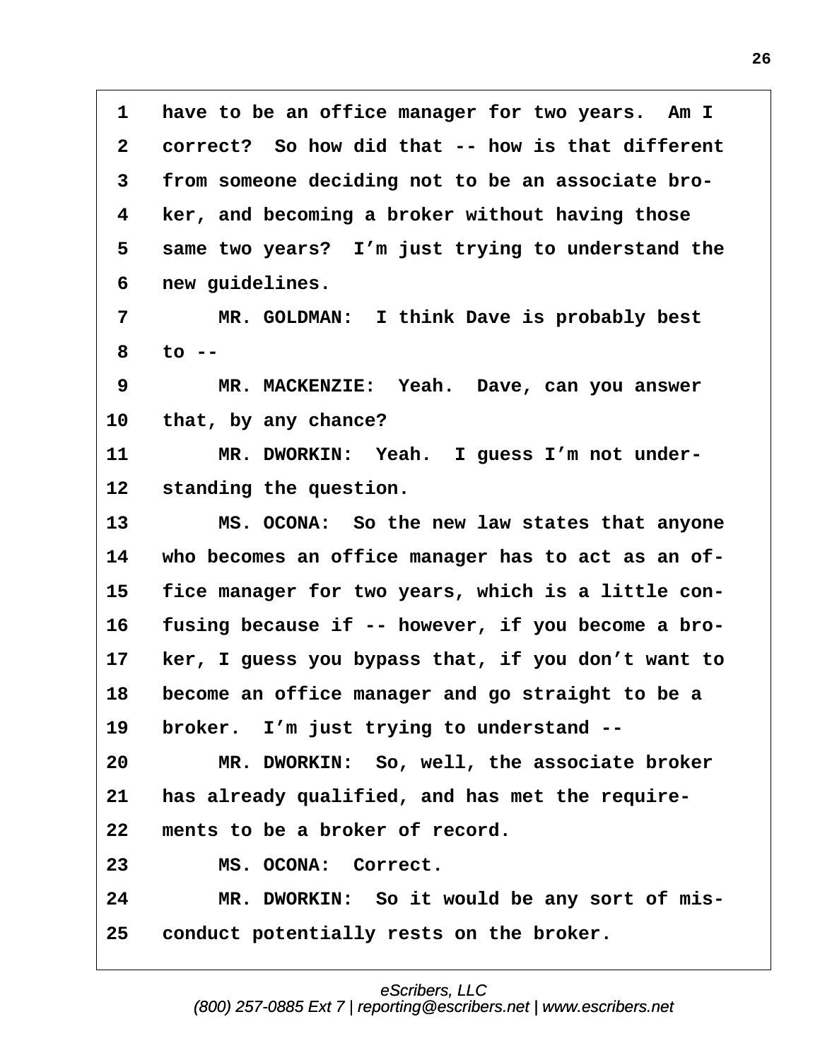1 have to be an office manager for two years. Am I
2 correct? So how did that -- how is that different
3 from someone deciding not to be an associate bro-
4 ker, and becoming a broker without having those
5 same two years? I'm just trying to understand the
6 new guidelines.
7 MR. GOLDMAN: I think Dave is probably best
8 to --
9 MR. MACKENZIE: Yeah. Dave, can you answer
10 that, by any chance?
11 MR. DWORKIN: Yeah. I guess I'm not under-
12 standing the question.
13 MS. OCONA: So the new law states that anyone
14 who becomes an office manager has to act as an of-
15 fice manager for two years, which is a little con-
16 fusing because if -- however, if you become a bro-
17 ker, I guess you bypass that, if you don't want to
18 become an office manager and go straight to be a
19 broker. I'm just trying to understand --
20 MR. DWORKIN: So, well, the associate broker
21 has already qualified, and has met the require-
22 ments to be a broker of record.
23 MS. OCONA: Correct.
24 MR. DWORKIN: So it would be any sort of mis-
25 conduct potentially rests on the broker.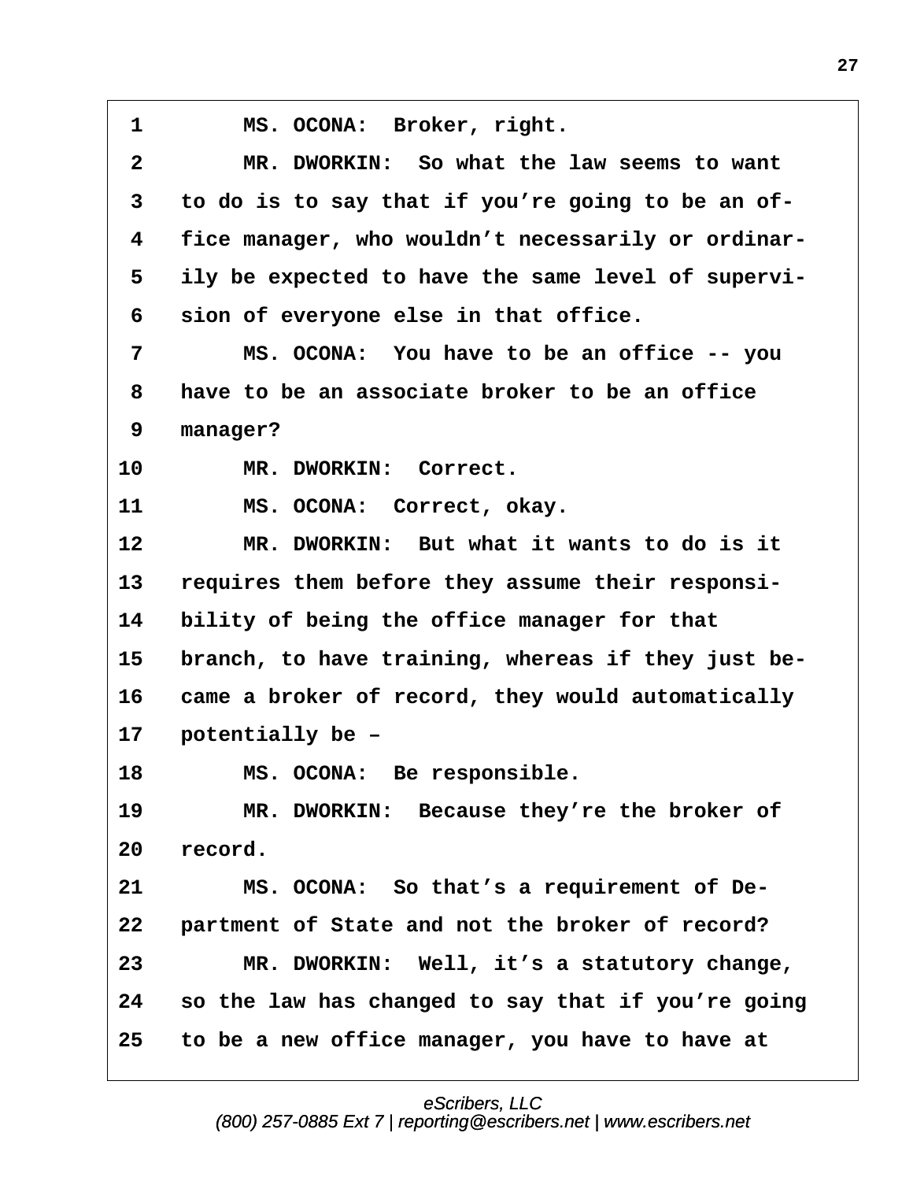1 MS. OCONA: Broker, right.

2 MR. DWORKIN: So what the law seems to want

3 to do is to say that if you're going to be an of-

4 fice manager, who wouldn't necessarily or ordinar-

5 ily be expected to have the same level of supervi-

6 sion of everyone else in that office.

7 MS. OCONA: You have to be an office -- you

8 have to be an associate broker to be an office

9 manager?

10 MR. DWORKIN: Correct.

11 MS. OCONA: Correct, okay.

12 MR. DWORKIN: But what it wants to do is it

13 requires them before they assume their responsi-

14 bility of being the office manager for that

15 branch, to have training, whereas if they just be-

16 came a broker of record, they would automatically

17 potentially be –

18 MS. OCONA: Be responsible.

19 MR. DWORKIN: Because they're the broker of

20 record.

21 MS. OCONA: So that's a requirement of De-

22 partment of State and not the broker of record?

23 MR. DWORKIN: Well, it's a statutory change,

24 so the law has changed to say that if you're going

25 to be a new office manager, you have to have at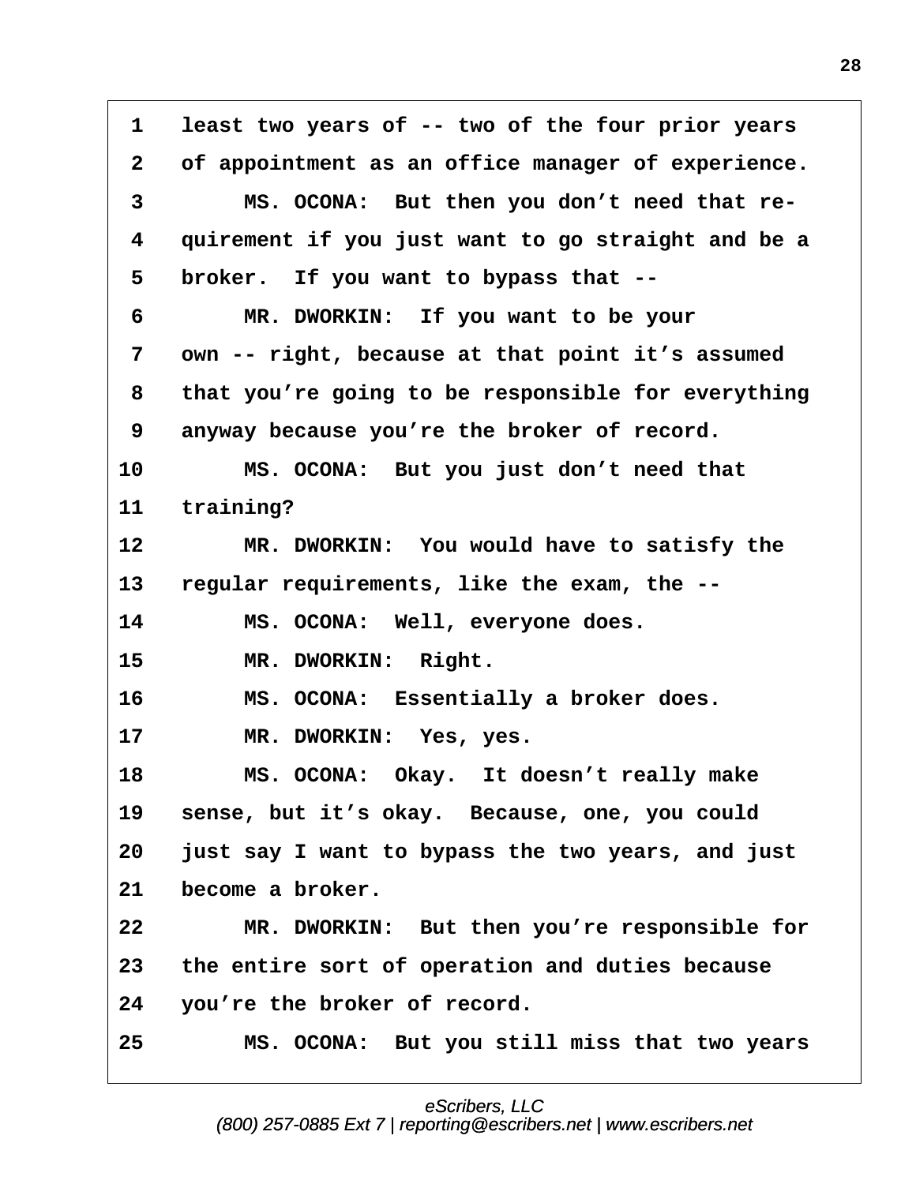1 least two years of -- two of the four prior years
2 of appointment as an office manager of experience.
3 MS. OCONA: But then you don't need that re-
4 quirement if you just want to go straight and be a
5 broker. If you want to bypass that --
6 MR. DWORKIN: If you want to be your
7 own -- right, because at that point it's assumed
8 that you're going to be responsible for everything
9 anyway because you're the broker of record.
10 MS. OCONA: But you just don't need that
11 training?
12 MR. DWORKIN: You would have to satisfy the
13 regular requirements, like the exam, the --
14 MS. OCONA: Well, everyone does.
15 MR. DWORKIN: Right.
16 MS. OCONA: Essentially a broker does.
17 MR. DWORKIN: Yes, yes.
18 MS. OCONA: Okay. It doesn't really make
19 sense, but it's okay. Because, one, you could
20 just say I want to bypass the two years, and just
21 become a broker.
22 MR. DWORKIN: But then you're responsible for
23 the entire sort of operation and duties because
24 you're the broker of record.
25 MS. OCONA: But you still miss that two years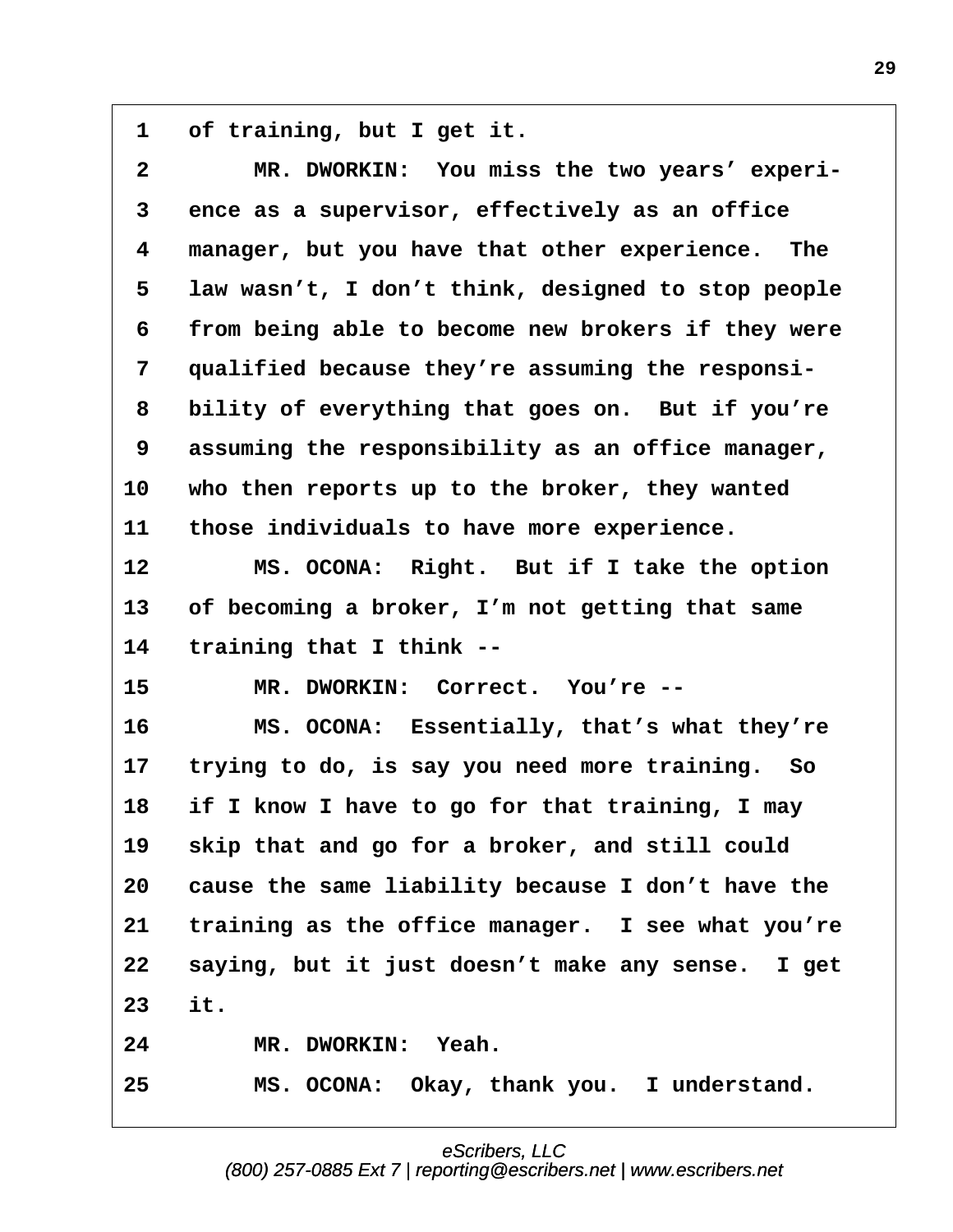1 of training, but I get it.

2 MR. DWORKIN: You miss the two years' experi-

3 ence as a supervisor, effectively as an office

4 manager, but you have that other experience. The

5 law wasn't, I don't think, designed to stop people

6 from being able to become new brokers if they were

7 qualified because they're assuming the responsi-

8 bility of everything that goes on. But if you're

9 assuming the responsibility as an office manager,

10 who then reports up to the broker, they wanted

11 those individuals to have more experience.

12 MS. OCONA: Right. But if I take the option

13 of becoming a broker, I'm not getting that same

14 training that I think --

15 MR. DWORKIN: Correct. You're --

16 MS. OCONA: Essentially, that's what they're

17 trying to do, is say you need more training. So

18 if I know I have to go for that training, I may

19 skip that and go for a broker, and still could

20 cause the same liability because I don't have the

21 training as the office manager. I see what you're

22 saying, but it just doesn't make any sense. I get

23 it.

24 MR. DWORKIN: Yeah.

25 MS. OCONA: Okay, thank you. I understand.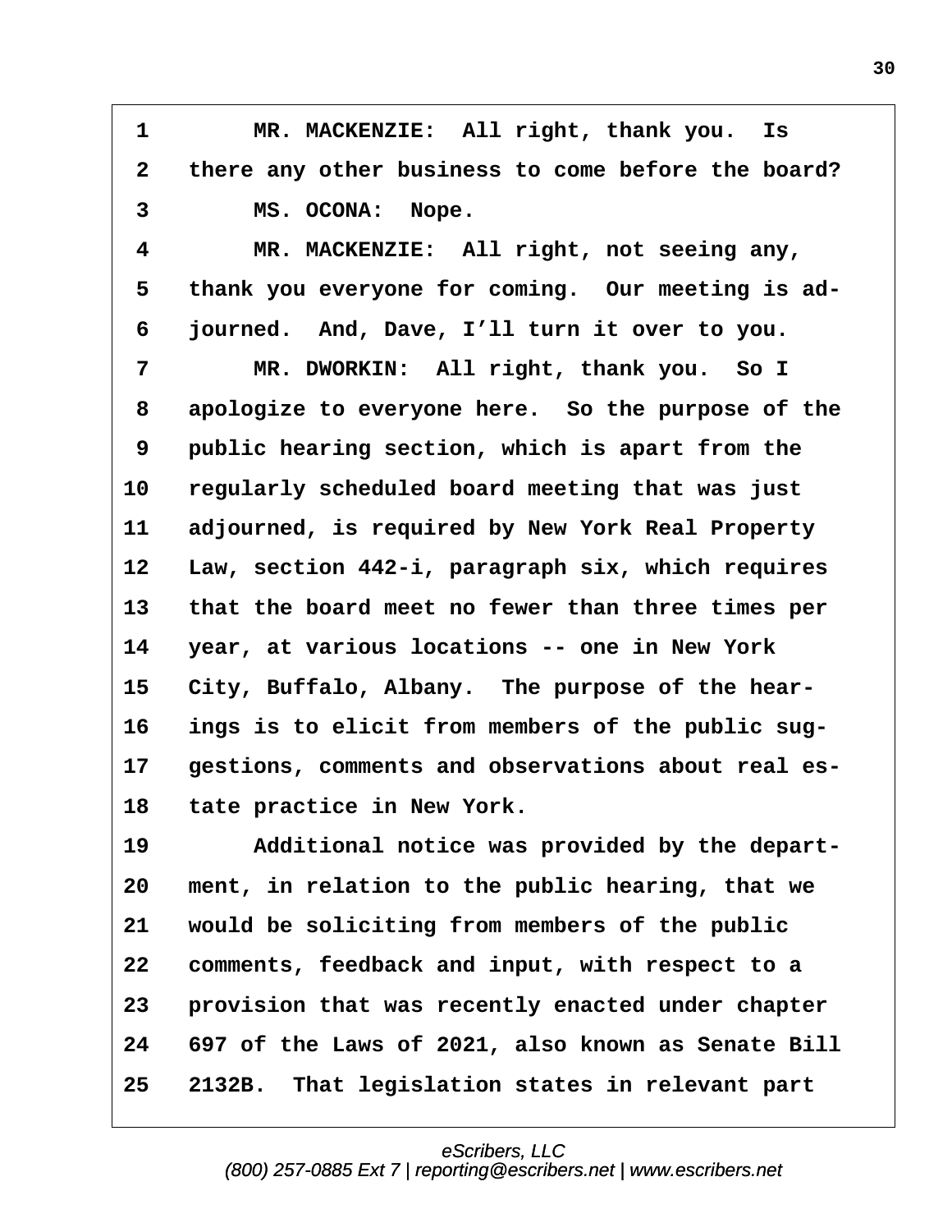1 MR. MACKENZIE: All right, thank you. Is
2 there any other business to come before the board?
3 MS. OCONA: Nope.
4 MR. MACKENZIE: All right, not seeing any,
5 thank you everyone for coming. Our meeting is ad-
6 journed. And, Dave, I'll turn it over to you.
7 MR. DWORKIN: All right, thank you. So I
8 apologize to everyone here. So the purpose of the
9 public hearing section, which is apart from the
10 regularly scheduled board meeting that was just
11 adjourned, is required by New York Real Property
12 Law, section 442-i, paragraph six, which requires
13 that the board meet no fewer than three times per
14 year, at various locations -- one in New York
15 City, Buffalo, Albany. The purpose of the hear-
16 ings is to elicit from members of the public sug-
17 gestions, comments and observations about real es-
18 tate practice in New York.
19 Additional notice was provided by the depart-
20 ment, in relation to the public hearing, that we
21 would be soliciting from members of the public
22 comments, feedback and input, with respect to a
23 provision that was recently enacted under chapter
24 697 of the Laws of 2021, also known as Senate Bill
25 2132B. That legislation states in relevant part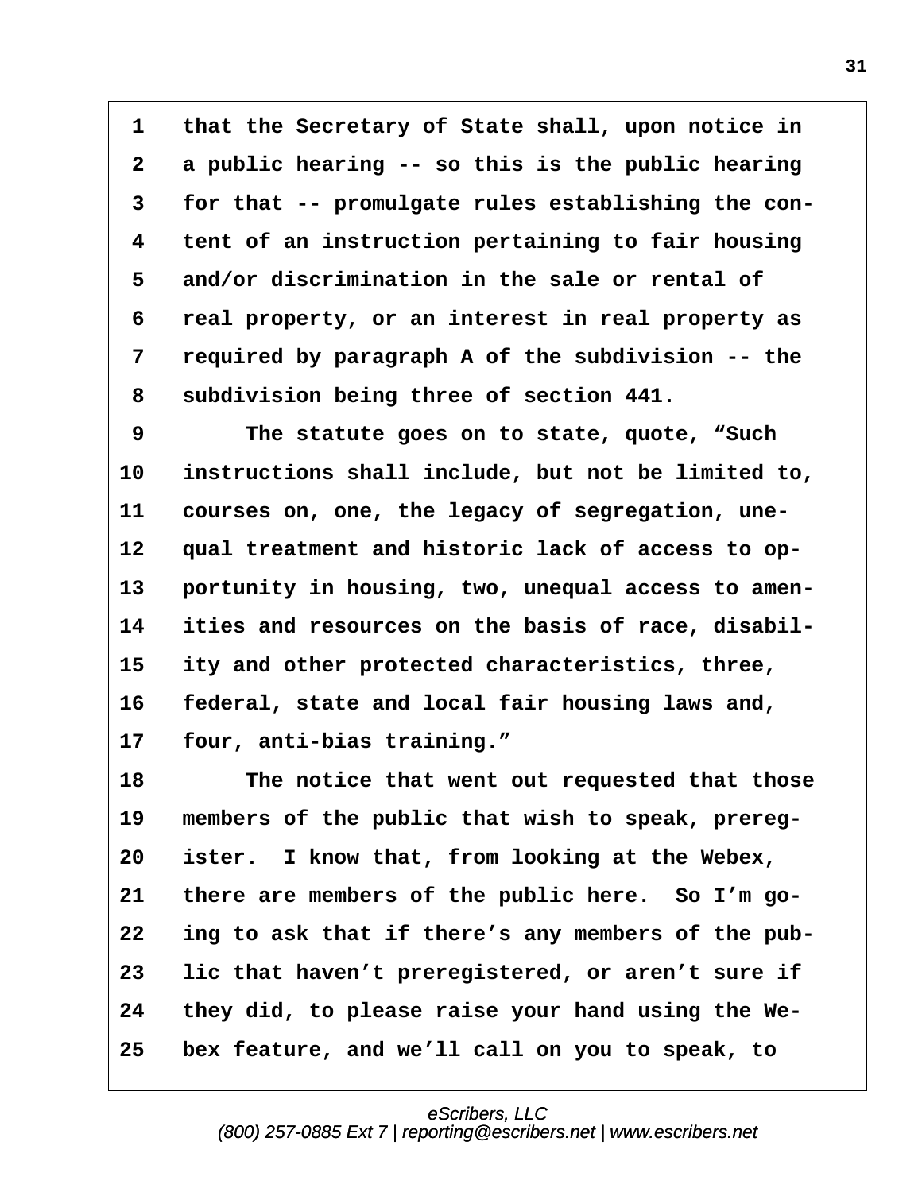1 that the Secretary of State shall, upon notice in
2 a public hearing -- so this is the public hearing
3 for that -- promulgate rules establishing the con-
4 tent of an instruction pertaining to fair housing
5 and/or discrimination in the sale or rental of
6 real property, or an interest in real property as
7 required by paragraph A of the subdivision -- the
8 subdivision being three of section 441.
9 The statute goes on to state, quote, "Such
10 instructions shall include, but not be limited to,
11 courses on, one, the legacy of segregation, une-
12 qual treatment and historic lack of access to op-
13 portunity in housing, two, unequal access to amen-
14 ities and resources on the basis of race, disabil-
15 ity and other protected characteristics, three,
16 federal, state and local fair housing laws and,
17 four, anti-bias training."
18 The notice that went out requested that those
19 members of the public that wish to speak, prereg-
20 ister. I know that, from looking at the Webex,
21 there are members of the public here. So I'm go-
22 ing to ask that if there's any members of the pub-
23 lic that haven't preregistered, or aren't sure if
24 they did, to please raise your hand using the We-
25 bex feature, and we'll call on you to speak, to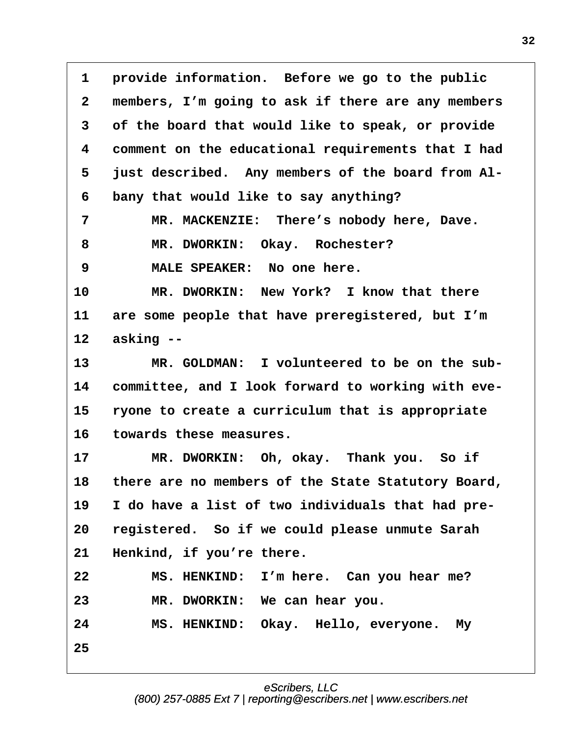1 provide information. Before we go to the public
2 members, I'm going to ask if there are any members
3 of the board that would like to speak, or provide
4 comment on the educational requirements that I had
5 just described. Any members of the board from Al-
6 bany that would like to say anything?
7 MR. MACKENZIE: There's nobody here, Dave.
8 MR. DWORKIN: Okay. Rochester?
9 MALE SPEAKER: No one here.
10 MR. DWORKIN: New York? I know that there
11 are some people that have preregistered, but I'm
12 asking --
13 MR. GOLDMAN: I volunteered to be on the sub-
14 committee, and I look forward to working with eve-
15 ryone to create a curriculum that is appropriate
16 towards these measures.
17 MR. DWORKIN: Oh, okay. Thank you. So if
18 there are no members of the State Statutory Board,
19 I do have a list of two individuals that had pre-
20 registered. So if we could please unmute Sarah
21 Henkind, if you're there.
22 MS. HENKIND: I'm here. Can you hear me?
23 MR. DWORKIN: We can hear you.
24 MS. HENKIND: Okay. Hello, everyone. My
25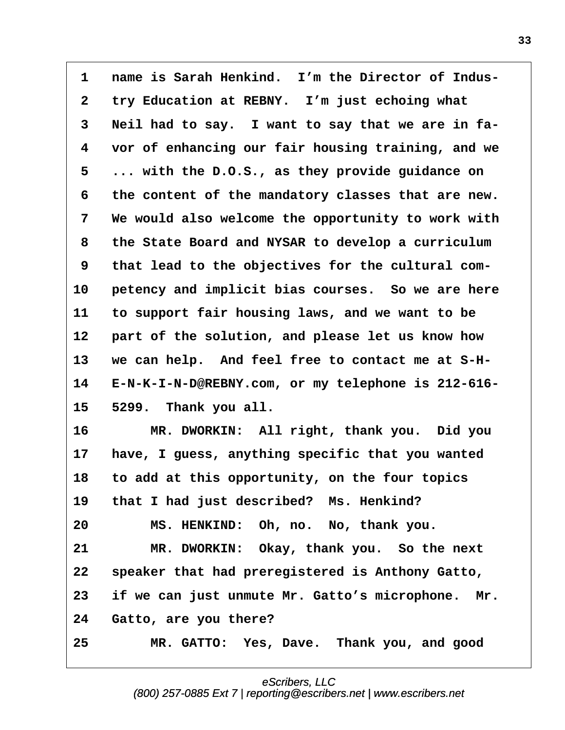1 name is Sarah Henkind. I’m the Director of Indus-
2 try Education at REBNY. I’m just echoing what
3 Neil had to say. I want to say that we are in fa-
4 vor of enhancing our fair housing training, and we
5 ... with the D.O.S., as they provide guidance on
6 the content of the mandatory classes that are new.
7 We would also welcome the opportunity to work with
8 the State Board and NYSAR to develop a curriculum
9 that lead to the objectives for the cultural com-
10 petency and implicit bias courses. So we are here
11 to support fair housing laws, and we want to be
12 part of the solution, and please let us know how
13 we can help. And feel free to contact me at S-H-
14 E-N-K-I-N-D@REBNY.com, or my telephone is 212-616-
15 5299. Thank you all.
16 MR. DWORKIN: All right, thank you. Did you
17 have, I guess, anything specific that you wanted
18 to add at this opportunity, on the four topics
19 that I had just described? Ms. Henkind?
20 MS. HENKIND: Oh, no. No, thank you.
21 MR. DWORKIN: Okay, thank you. So the next
22 speaker that had preregistered is Anthony Gatto,
23 if we can just unmute Mr. Gatto’s microphone. Mr.
24 Gatto, are you there?
25 MR. GATTO: Yes, Dave. Thank you, and good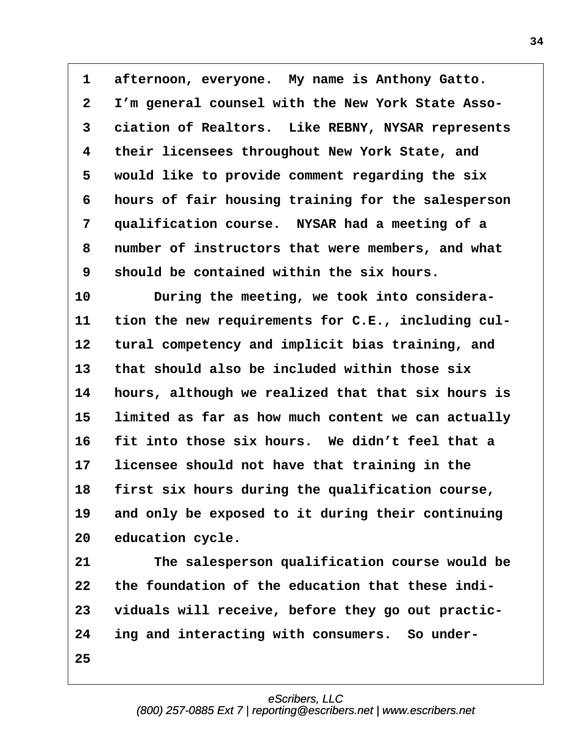1 afternoon, everyone. My name is Anthony Gatto.
2 I’m general counsel with the New York State Asso-
3 ciation of Realtors. Like REBNY, NYSAR represents
4 their licensees throughout New York State, and
5 would like to provide comment regarding the six
6 hours of fair housing training for the salesperson
7 qualification course. NYSAR had a meeting of a
8 number of instructors that were members, and what
9 should be contained within the six hours.
10 During the meeting, we took into considera-
11 tion the new requirements for C.E., including cul-
12 tural competency and implicit bias training, and
13 that should also be included within those six
14 hours, although we realized that that six hours is
15 limited as far as how much content we can actually
16 fit into those six hours. We didn’t feel that a
17 licensee should not have that training in the
18 first six hours during the qualification course,
19 and only be exposed to it during their continuing
20 education cycle.
21 The salesperson qualification course would be
22 the foundation of the education that these indi-
23 viduals will receive, before they go out practic-
24 ing and interacting with consumers. So under-
25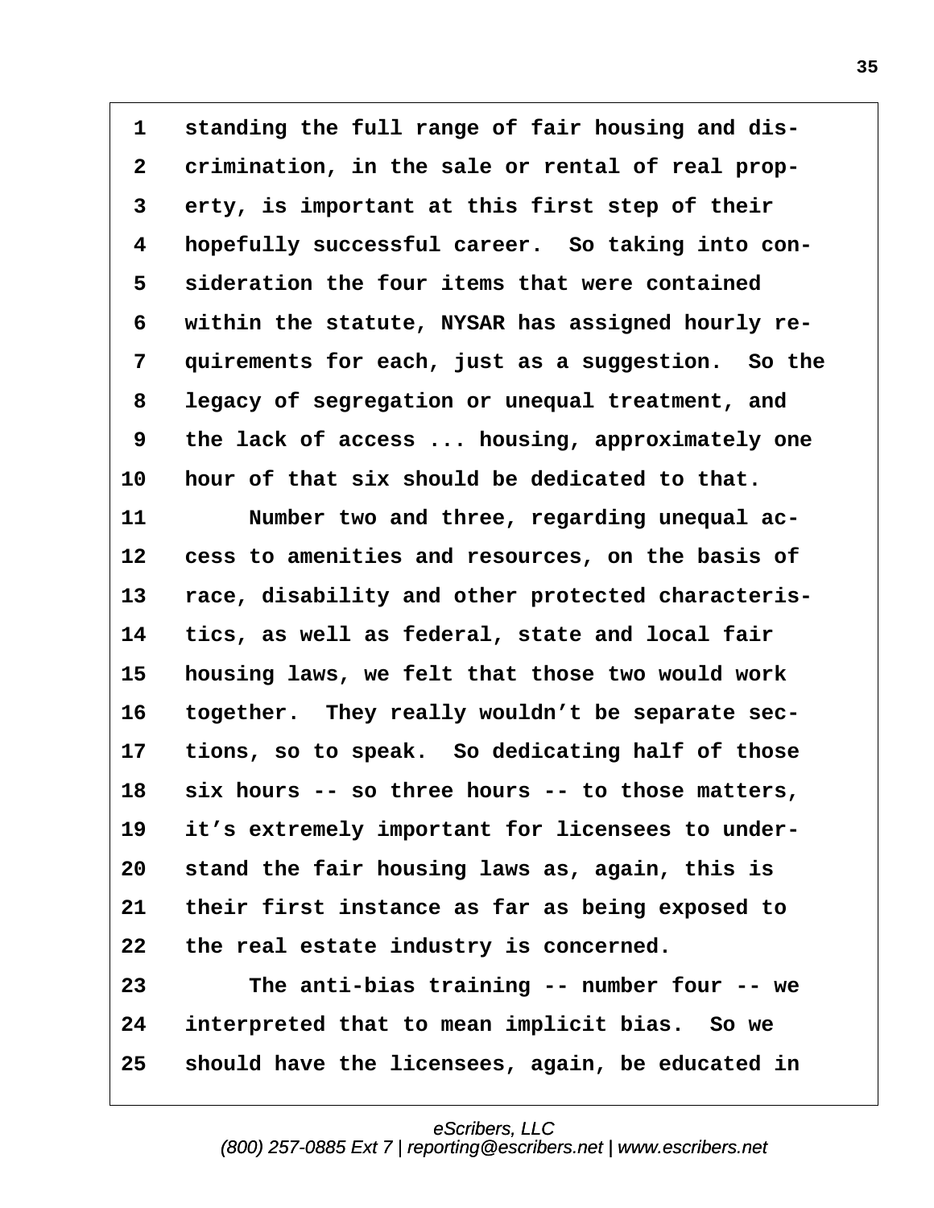1 standing the full range of fair housing and dis-
2 crimination, in the sale or rental of real prop-
3 erty, is important at this first step of their
4 hopefully successful career. So taking into con-
5 sideration the four items that were contained
6 within the statute, NYSAR has assigned hourly re-
7 quirements for each, just as a suggestion. So the
8 legacy of segregation or unequal treatment, and
9 the lack of access ... housing, approximately one
10 hour of that six should be dedicated to that.
11 Number two and three, regarding unequal ac-
12 cess to amenities and resources, on the basis of
13 race, disability and other protected characteris-
14 tics, as well as federal, state and local fair
15 housing laws, we felt that those two would work
16 together. They really wouldn't be separate sec-
17 tions, so to speak. So dedicating half of those
18 six hours -- so three hours -- to those matters,
19 it's extremely important for licensees to under-
20 stand the fair housing laws as, again, this is
21 their first instance as far as being exposed to
22 the real estate industry is concerned.
23 The anti-bias training -- number four -- we
24 interpreted that to mean implicit bias. So we
25 should have the licensees, again, be educated in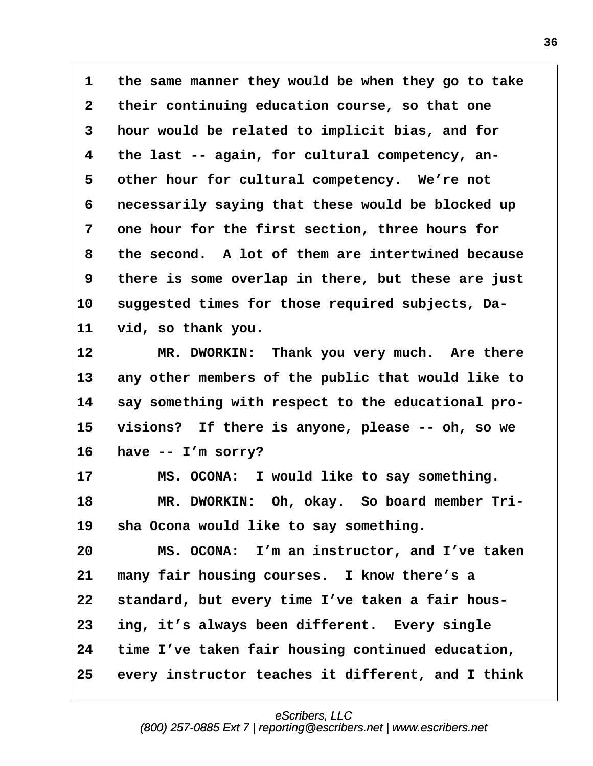1 the same manner they would be when they go to take
2 their continuing education course, so that one
3 hour would be related to implicit bias, and for
4 the last -- again, for cultural competency, an-
5 other hour for cultural competency. We're not
6 necessarily saying that these would be blocked up
7 one hour for the first section, three hours for
8 the second. A lot of them are intertwined because
9 there is some overlap in there, but these are just
10 suggested times for those required subjects, Da-
11 vid, so thank you.
12 MR. DWORKIN: Thank you very much. Are there
13 any other members of the public that would like to
14 say something with respect to the educational pro-
15 visions? If there is anyone, please -- oh, so we
16 have -- I'm sorry?
17 MS. OCONA: I would like to say something.
18 MR. DWORKIN: Oh, okay. So board member Tri-
19 sha Ocona would like to say something.
20 MS. OCONA: I'm an instructor, and I've taken
21 many fair housing courses. I know there's a
22 standard, but every time I've taken a fair hous-
23 ing, it's always been different. Every single
24 time I've taken fair housing continued education,
25 every instructor teaches it different, and I think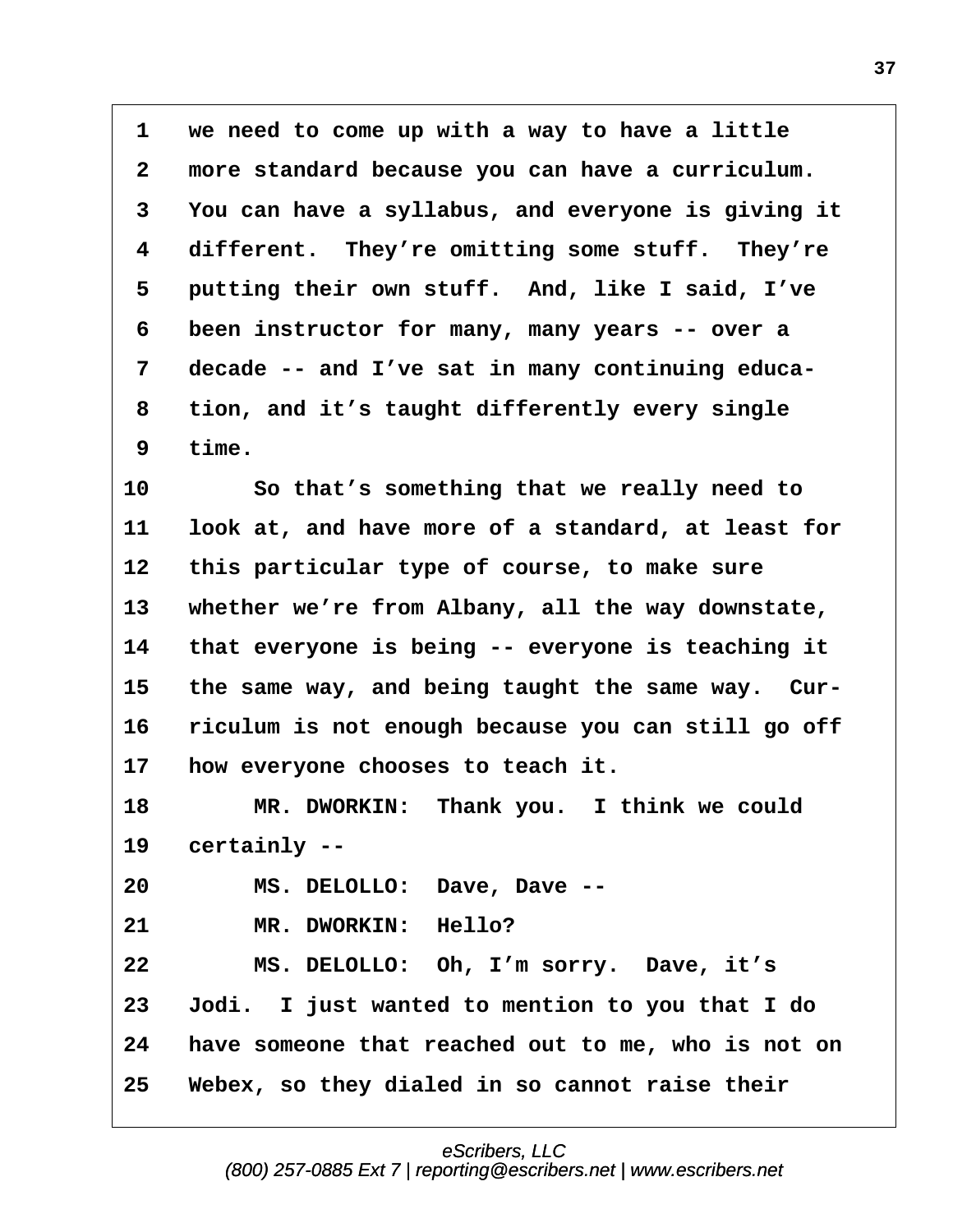1 we need to come up with a way to have a little
2 more standard because you can have a curriculum.
3 You can have a syllabus, and everyone is giving it
4 different. They're omitting some stuff. They're
5 putting their own stuff. And, like I said, I've
6 been instructor for many, many years -- over a
7 decade -- and I've sat in many continuing educa-
8 tion, and it's taught differently every single
9 time.
10 So that's something that we really need to
11 look at, and have more of a standard, at least for
12 this particular type of course, to make sure
13 whether we're from Albany, all the way downstate,
14 that everyone is being -- everyone is teaching it
15 the same way, and being taught the same way. Cur-
16 riculum is not enough because you can still go off
17 how everyone chooses to teach it.
18 MR. DWORKIN: Thank you. I think we could
19 certainly --
20 MS. DELOLLO: Dave, Dave --
21 MR. DWORKIN: Hello?
22 MS. DELOLLO: Oh, I'm sorry. Dave, it's
23 Jodi. I just wanted to mention to you that I do
24 have someone that reached out to me, who is not on
25 Webex, so they dialed in so cannot raise their

eScribers, LLC
(800) 257-0885 Ext 7 | reporting@escribers.net | www.escribers.net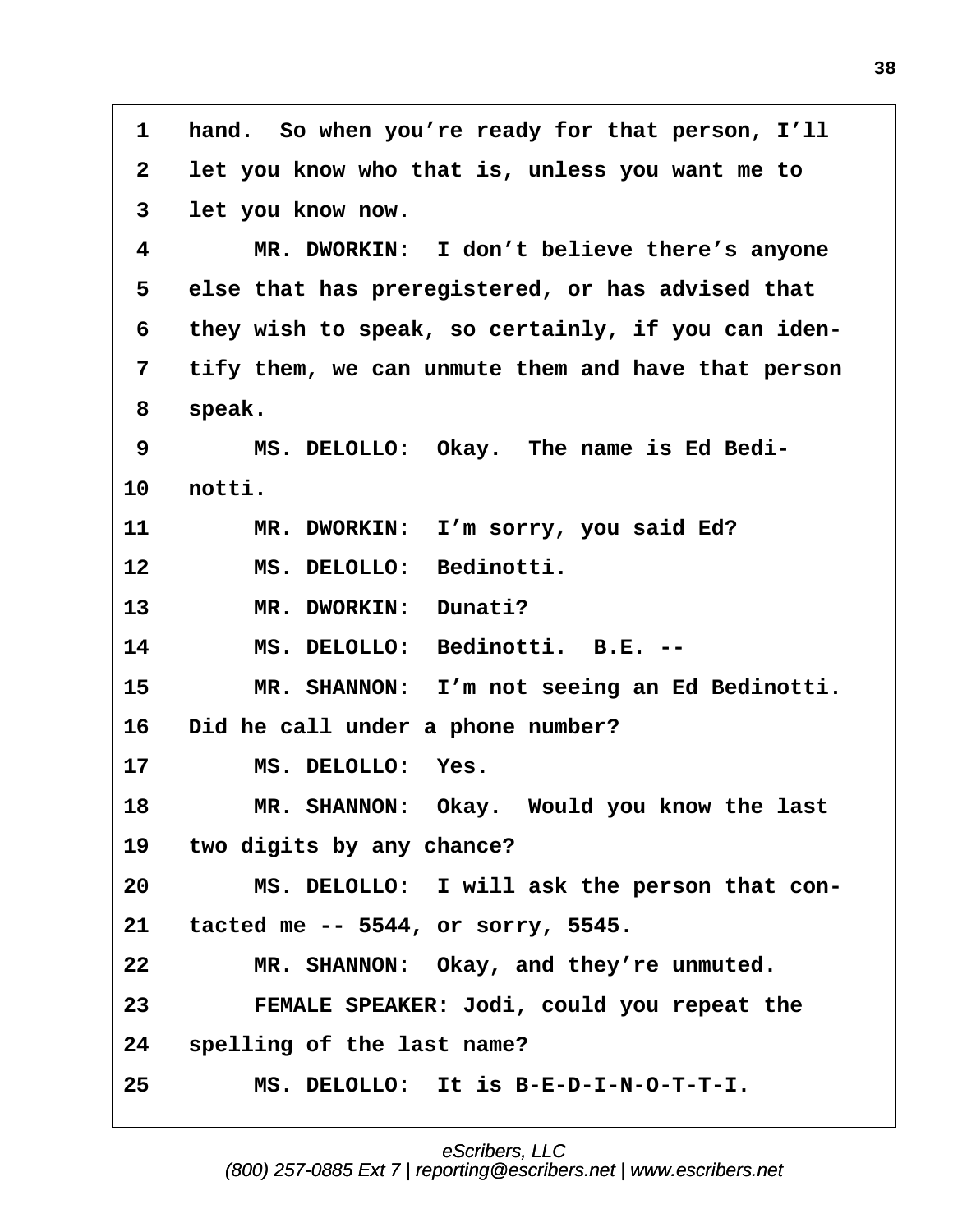1 hand. So when you're ready for that person, I'll
2 let you know who that is, unless you want me to
3 let you know now.

4 MR. DWORKIN: I don't believe there's anyone
5 else that has preregistered, or has advised that
6 they wish to speak, so certainly, if you can iden-
7 tify them, we can unmute them and have that person
8 speak.

9 MS. DELOLLO: Okay. The name is Ed Bedi-
10 notti.

11 MR. DWORKIN: I'm sorry, you said Ed?

12 MS. DELOLLO: Bedinotti.

13 MR. DWORKIN: Dunati?

14 MS. DELOLLO: Bedinotti. B.E. --

15 MR. SHANNON: I'm not seeing an Ed Bedinotti.
16 Did he call under a phone number?

17 MS. DELOLLO: Yes.

18 MR. SHANNON: Okay. Would you know the last
19 two digits by any chance?

20 MS. DELOLLO: I will ask the person that con-
21 tacted me -- 5544, or sorry, 5545.

22 MR. SHANNON: Okay, and they're unmuted.

23 FEMALE SPEAKER: Jodi, could you repeat the
24 spelling of the last name?

25 MS. DELOLLO: It is B-E-D-I-N-O-T-T-I.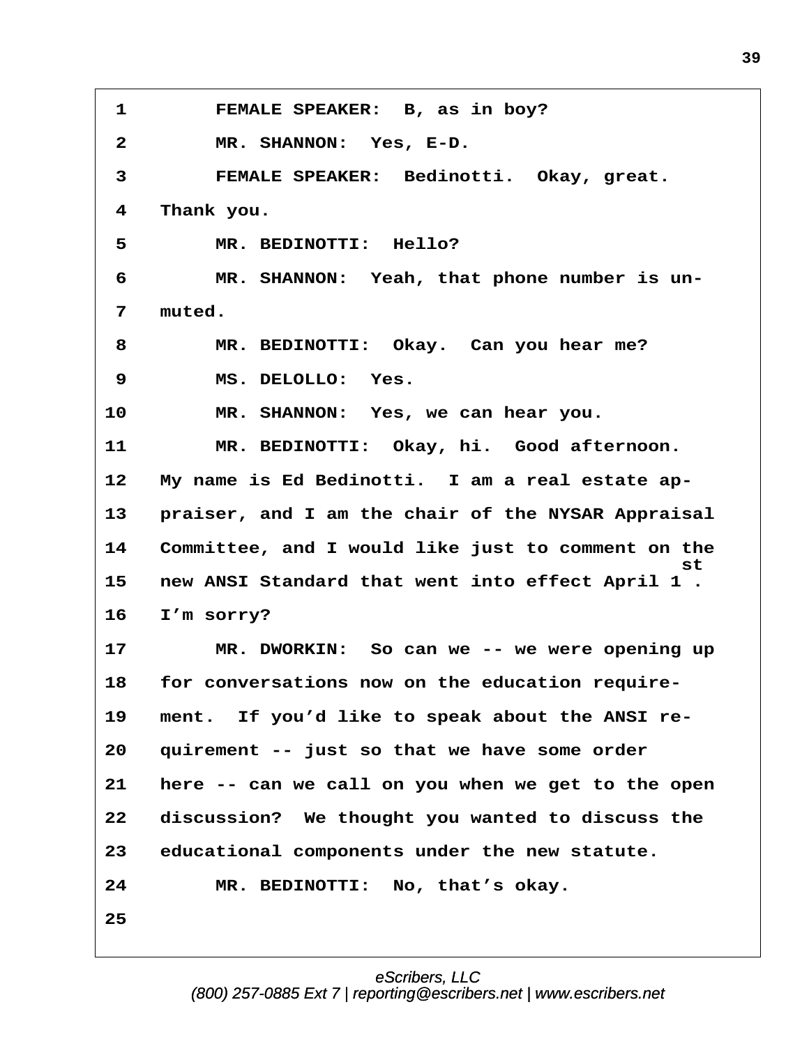1 FEMALE SPEAKER: B, as in boy?

2 MR. SHANNON: Yes, E-D.

3 FEMALE SPEAKER: Bedinotti. Okay, great.

4 Thank you.

5 MR. BEDINOTTI: Hello?

6 MR. SHANNON: Yeah, that phone number is un-

7 muted.

8 MR. BEDINOTTI: Okay. Can you hear me?

9 MS. DELOLLO: Yes.

10 MR. SHANNON: Yes, we can hear you.

11 MR. BEDINOTTI: Okay, hi. Good afternoon.

12 My name is Ed Bedinotti. I am a real estate ap-

13 praiser, and I am the chair of the NYSAR Appraisal

14 Committee, and I would like just to comment on the

15 new ANSI Standard that went into effect April 1st.

16 I'm sorry?

17 MR. DWORKIN: So can we -- we were opening up

18 for conversations now on the education require-

19 ment. If you'd like to speak about the ANSI re-

20 quirement -- just so that we have some order

21 here -- can we call on you when we get to the open

22 discussion? We thought you wanted to discuss the

23 educational components under the new statute.

24 MR. BEDINOTTI: No, that's okay.

25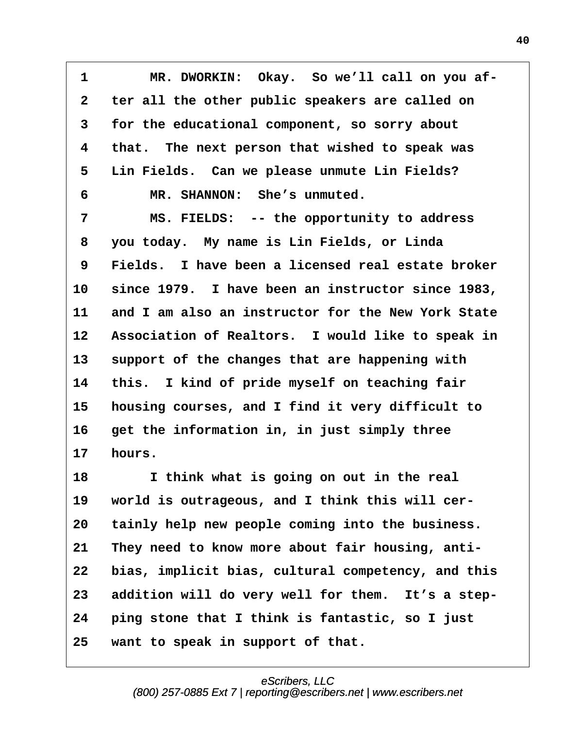MR. DWORKIN: Okay. So we'll call on you after all the other public speakers are called on for the educational component, so sorry about that. The next person that wished to speak was Lin Fields. Can we please unmute Lin Fields?

MR. SHANNON: She's unmuted.

MS. FIELDS: -- the opportunity to address you today. My name is Lin Fields, or Linda Fields. I have been a licensed real estate broker since 1979. I have been an instructor since 1983, and I am also an instructor for the New York State Association of Realtors. I would like to speak in support of the changes that are happening with this. I kind of pride myself on teaching fair housing courses, and I find it very difficult to get the information in, in just simply three hours.

I think what is going on out in the real world is outrageous, and I think this will certainly help new people coming into the business. They need to know more about fair housing, anti-bias, implicit bias, cultural competency, and this addition will do very well for them. It's a stepping stone that I think is fantastic, so I just want to speak in support of that.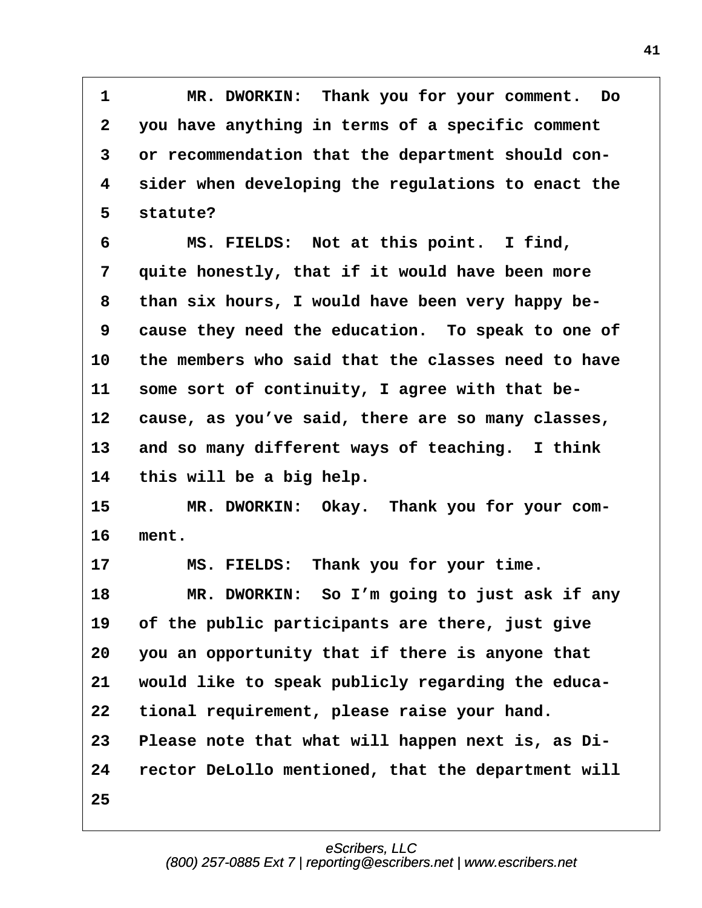1 MR. DWORKIN: Thank you for your comment. Do
2 you have anything in terms of a specific comment
3 or recommendation that the department should con-
4 sider when developing the regulations to enact the
5 statute?
6 MS. FIELDS: Not at this point. I find,
7 quite honestly, that if it would have been more
8 than six hours, I would have been very happy be-
9 cause they need the education. To speak to one of
10 the members who said that the classes need to have
11 some sort of continuity, I agree with that be-
12 cause, as you've said, there are so many classes,
13 and so many different ways of teaching. I think
14 this will be a big help.
15 MR. DWORKIN: Okay. Thank you for your com-
16 ment.
17 MS. FIELDS: Thank you for your time.
18 MR. DWORKIN: So I'm going to just ask if any
19 of the public participants are there, just give
20 you an opportunity that if there is anyone that
21 would like to speak publicly regarding the educa-
22 tional requirement, please raise your hand.
23 Please note that what will happen next is, as Di-
24 rector DeLollo mentioned, that the department will
25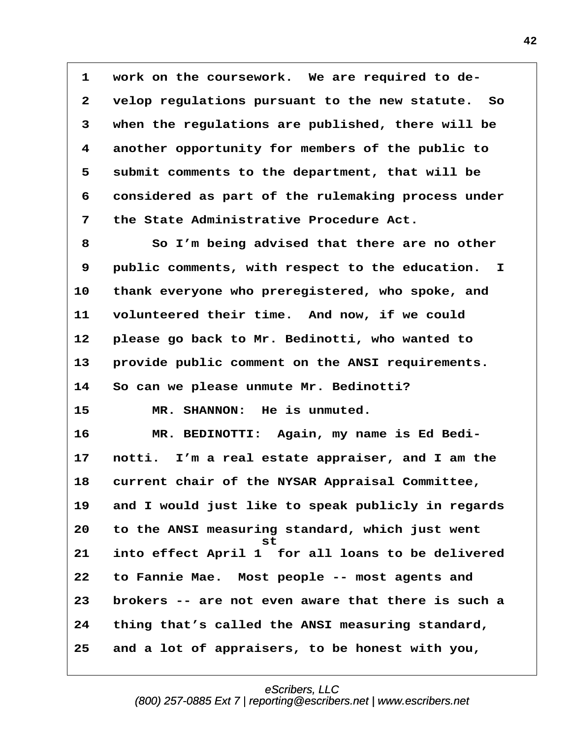1 work on the coursework. We are required to de-

2 velop regulations pursuant to the new statute. So

3 when the regulations are published, there will be

4 another opportunity for members of the public to

5 submit comments to the department, that will be

6 considered as part of the rulemaking process under

7 the State Administrative Procedure Act.

8 So I'm being advised that there are no other

9 public comments, with respect to the education. I

10 thank everyone who preregistered, who spoke, and

11 volunteered their time. And now, if we could

12 please go back to Mr. Bedinotti, who wanted to

13 provide public comment on the ANSI requirements.

14 So can we please unmute Mr. Bedinotti?

15 MR. SHANNON: He is unmuted.

16 MR. BEDINOTTI: Again, my name is Ed Bedi-

17 notti. I'm a real estate appraiser, and I am the

18 current chair of the NYSAR Appraisal Committee,

19 and I would just like to speak publicly in regards

20 to the ANSI measuring standard, which just went

21 into effect April 1st for all loans to be delivered

22 to Fannie Mae. Most people -- most agents and

23 brokers -- are not even aware that there is such a

24 thing that's called the ANSI measuring standard,

25 and a lot of appraisers, to be honest with you,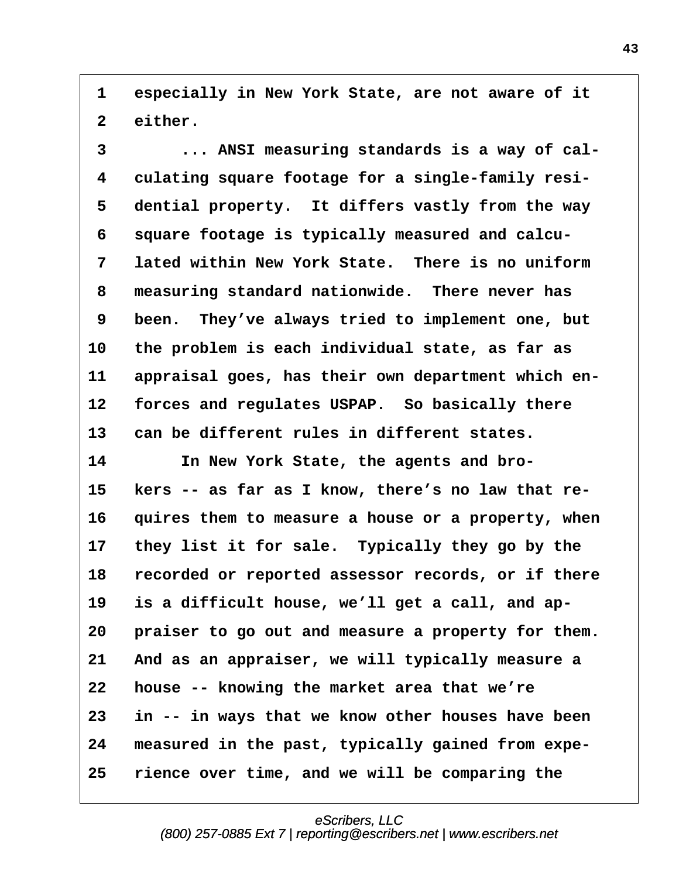1 especially in New York State, are not aware of it
2 either.
3 ... ANSI measuring standards is a way of cal-
4 culating square footage for a single-family resi-
5 dential property. It differs vastly from the way
6 square footage is typically measured and calcu-
7 lated within New York State. There is no uniform
8 measuring standard nationwide. There never has
9 been. They've always tried to implement one, but
10 the problem is each individual state, as far as
11 appraisal goes, has their own department which en-
12 forces and regulates USPAP. So basically there
13 can be different rules in different states.
14 In New York State, the agents and bro-
15 kers -- as far as I know, there's no law that re-
16 quires them to measure a house or a property, when
17 they list it for sale. Typically they go by the
18 recorded or reported assessor records, or if there
19 is a difficult house, we'll get a call, and ap-
20 praiser to go out and measure a property for them.
21 And as an appraiser, we will typically measure a
22 house -- knowing the market area that we're
23 in -- in ways that we know other houses have been
24 measured in the past, typically gained from expe-
25 rience over time, and we will be comparing the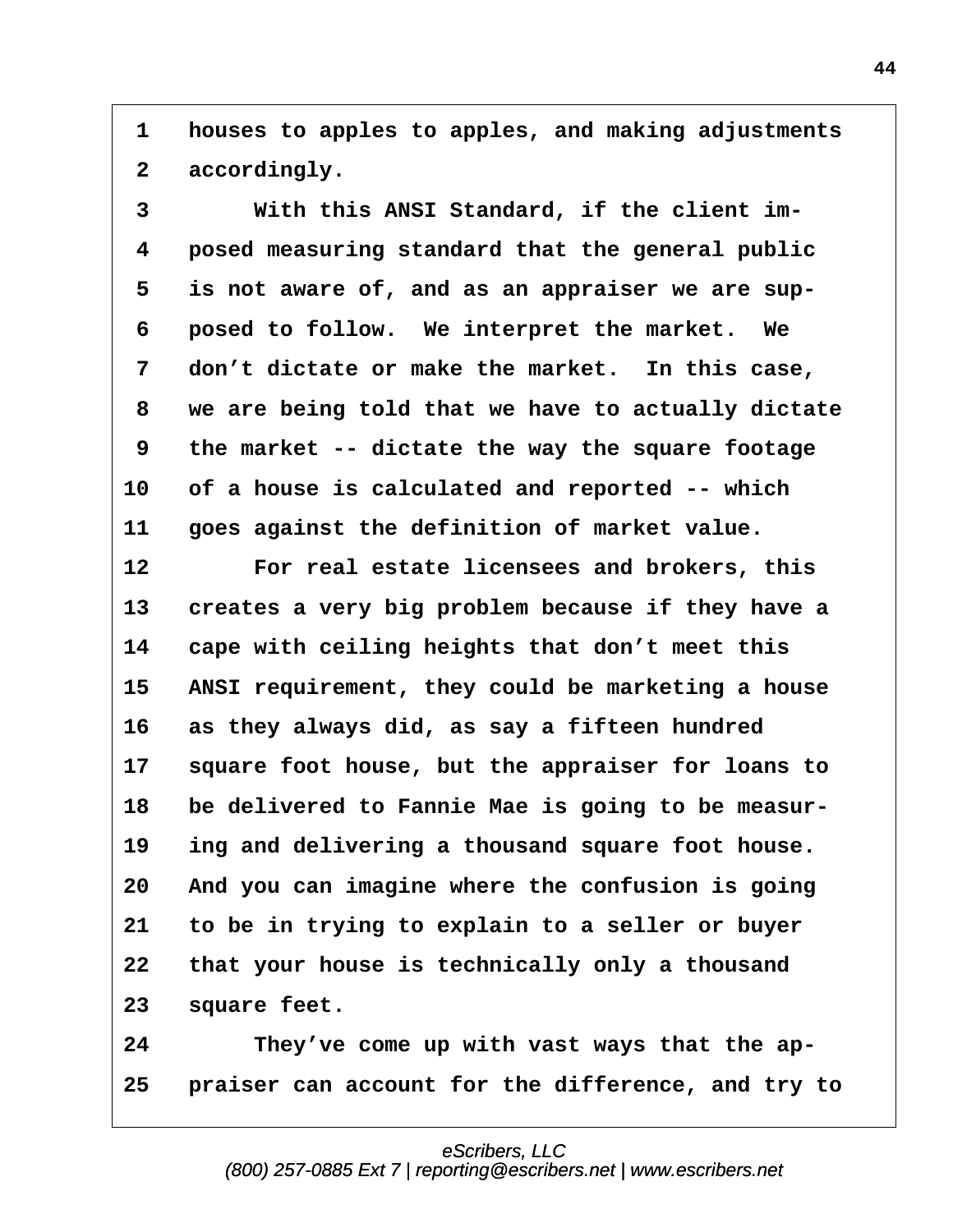1 houses to apples to apples, and making adjustments
2 accordingly.
3 With this ANSI Standard, if the client im-
4 posed measuring standard that the general public
5 is not aware of, and as an appraiser we are sup-
6 posed to follow. We interpret the market. We
7 don't dictate or make the market. In this case,
8 we are being told that we have to actually dictate
9 the market -- dictate the way the square footage
10 of a house is calculated and reported -- which
11 goes against the definition of market value.
12 For real estate licensees and brokers, this
13 creates a very big problem because if they have a
14 cape with ceiling heights that don't meet this
15 ANSI requirement, they could be marketing a house
16 as they always did, as say a fifteen hundred
17 square foot house, but the appraiser for loans to
18 be delivered to Fannie Mae is going to be measur-
19 ing and delivering a thousand square foot house.
20 And you can imagine where the confusion is going
21 to be in trying to explain to a seller or buyer
22 that your house is technically only a thousand
23 square feet.
24 They've come up with vast ways that the ap-
25 praiser can account for the difference, and try to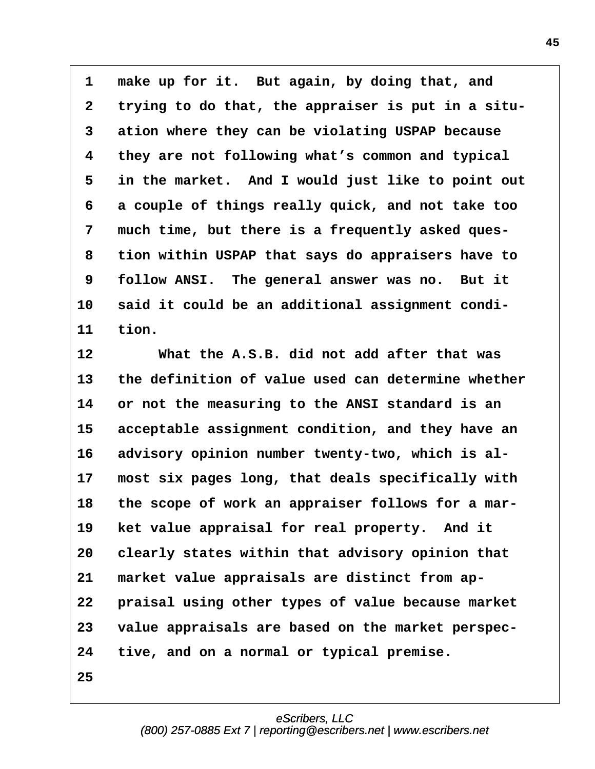make up for it. But again, by doing that, and trying to do that, the appraiser is put in a situation where they can be violating USPAP because they are not following what's common and typical in the market. And I would just like to point out a couple of things really quick, and not take too much time, but there is a frequently asked question within USPAP that says do appraisers have to follow ANSI. The general answer was no. But it said it could be an additional assignment condition.

What the A.S.B. did not add after that was the definition of value used can determine whether or not the measuring to the ANSI standard is an acceptable assignment condition, and they have an advisory opinion number twenty-two, which is almost six pages long, that deals specifically with the scope of work an appraiser follows for a market value appraisal for real property. And it clearly states within that advisory opinion that market value appraisals are distinct from appraisal using other types of value because market value appraisals are based on the market perspective, and on a normal or typical premise.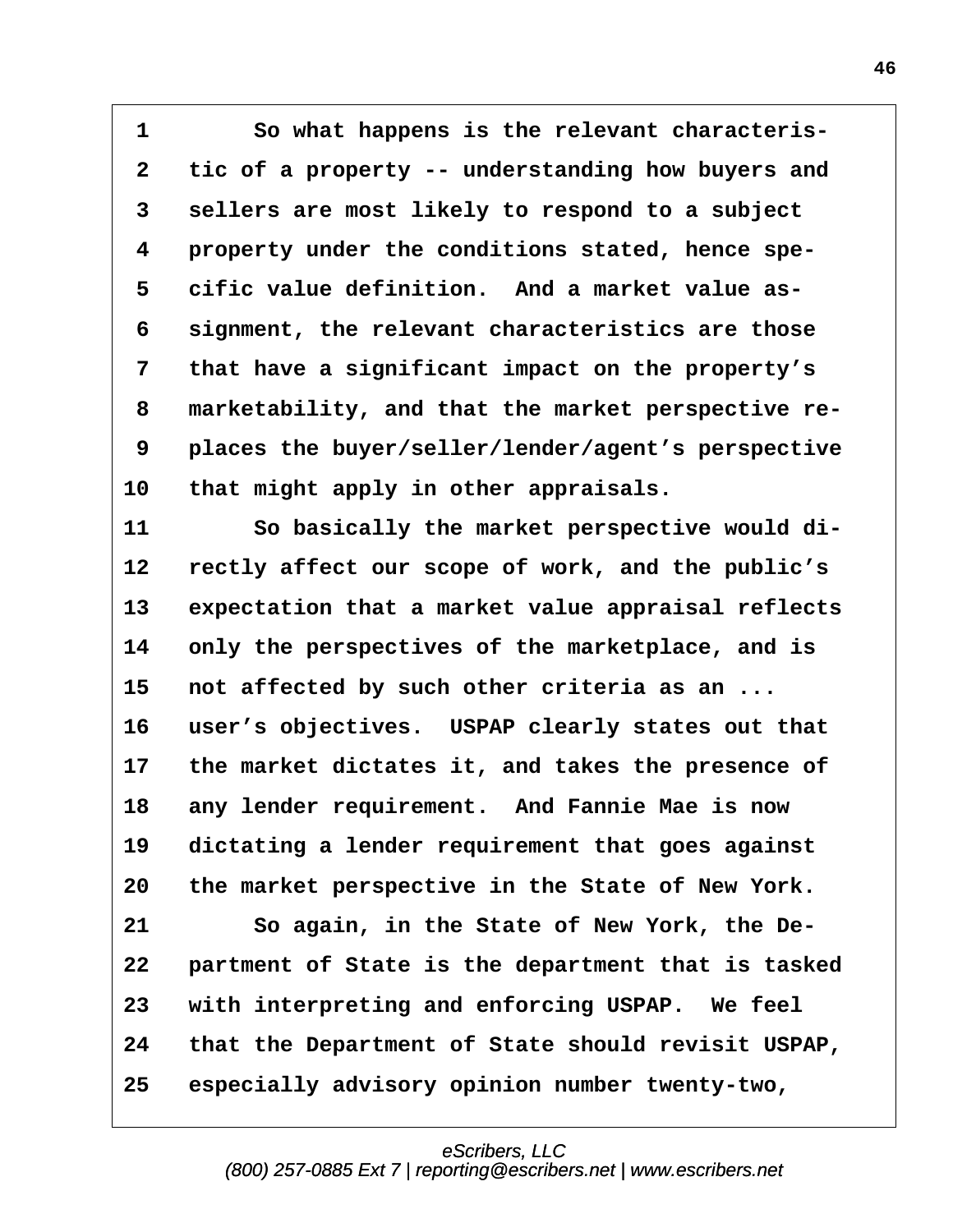1 So what happens is the relevant characteris-
2 tic of a property -- understanding how buyers and
3 sellers are most likely to respond to a subject
4 property under the conditions stated, hence spe-
5 cific value definition. And a market value as-
6 signment, the relevant characteristics are those
7 that have a significant impact on the property's
8 marketability, and that the market perspective re-
9 places the buyer/seller/lender/agent's perspective
10 that might apply in other appraisals.
11 So basically the market perspective would di-
12 rectly affect our scope of work, and the public's
13 expectation that a market value appraisal reflects
14 only the perspectives of the marketplace, and is
15 not affected by such other criteria as an ...
16 user's objectives. USPAP clearly states out that
17 the market dictates it, and takes the presence of
18 any lender requirement. And Fannie Mae is now
19 dictating a lender requirement that goes against
20 the market perspective in the State of New York.
21 So again, in the State of New York, the De-
22 partment of State is the department that is tasked
23 with interpreting and enforcing USPAP. We feel
24 that the Department of State should revisit USPAP,
25 especially advisory opinion number twenty-two,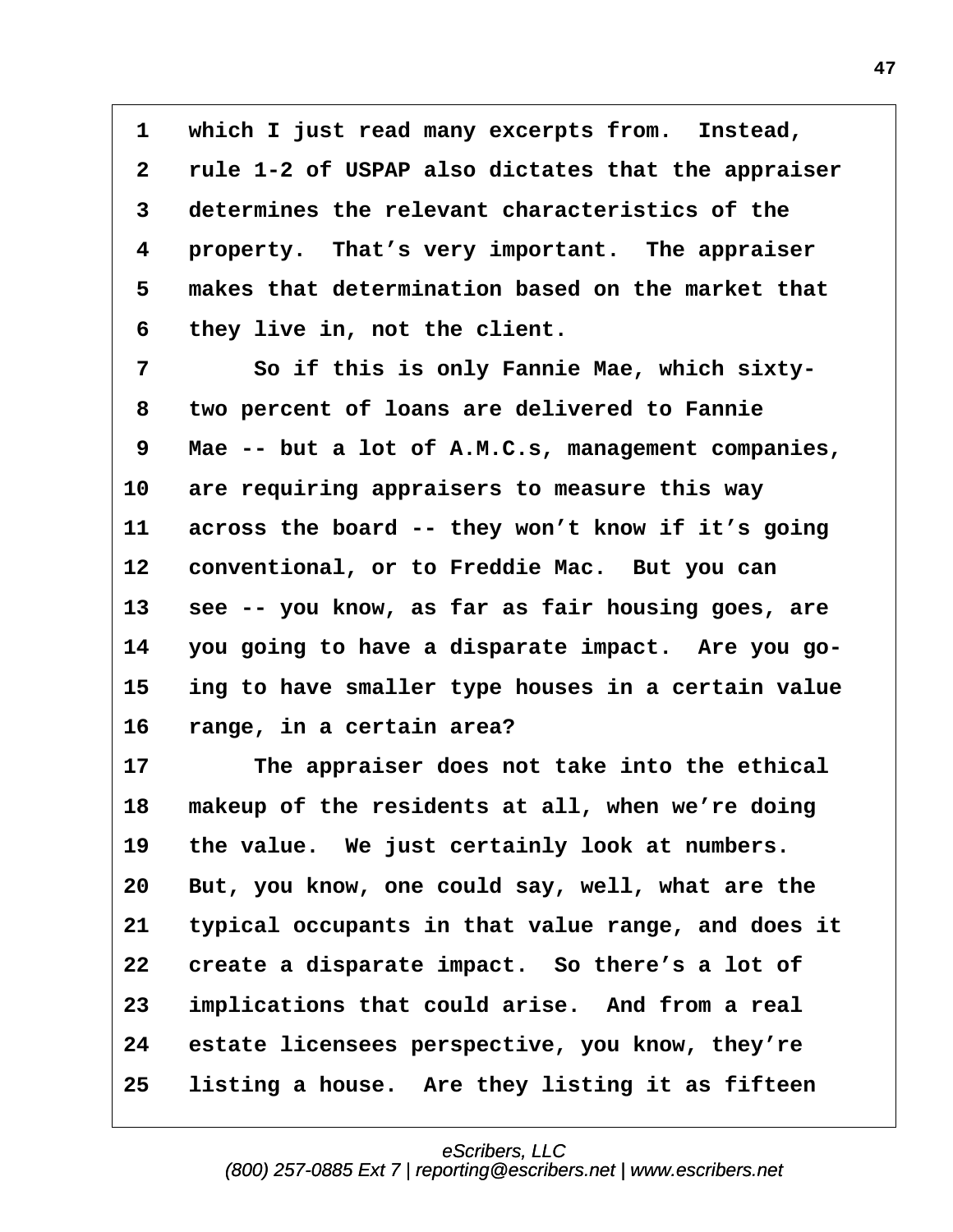1 which I just read many excerpts from. Instead,
2 rule 1-2 of USPAP also dictates that the appraiser
3 determines the relevant characteristics of the
4 property. That's very important. The appraiser
5 makes that determination based on the market that
6 they live in, not the client.

7 So if this is only Fannie Mae, which sixty-
8 two percent of loans are delivered to Fannie
9 Mae -- but a lot of A.M.C.s, management companies,
10 are requiring appraisers to measure this way
11 across the board -- they won't know if it's going
12 conventional, or to Freddie Mac. But you can
13 see -- you know, as far as fair housing goes, are
14 you going to have a disparate impact. Are you go-
15 ing to have smaller type houses in a certain value
16 range, in a certain area?

17 The appraiser does not take into the ethical
18 makeup of the residents at all, when we're doing
19 the value. We just certainly look at numbers.
20 But, you know, one could say, well, what are the
21 typical occupants in that value range, and does it
22 create a disparate impact. So there's a lot of
23 implications that could arise. And from a real
24 estate licensees perspective, you know, they're
25 listing a house. Are they listing it as fifteen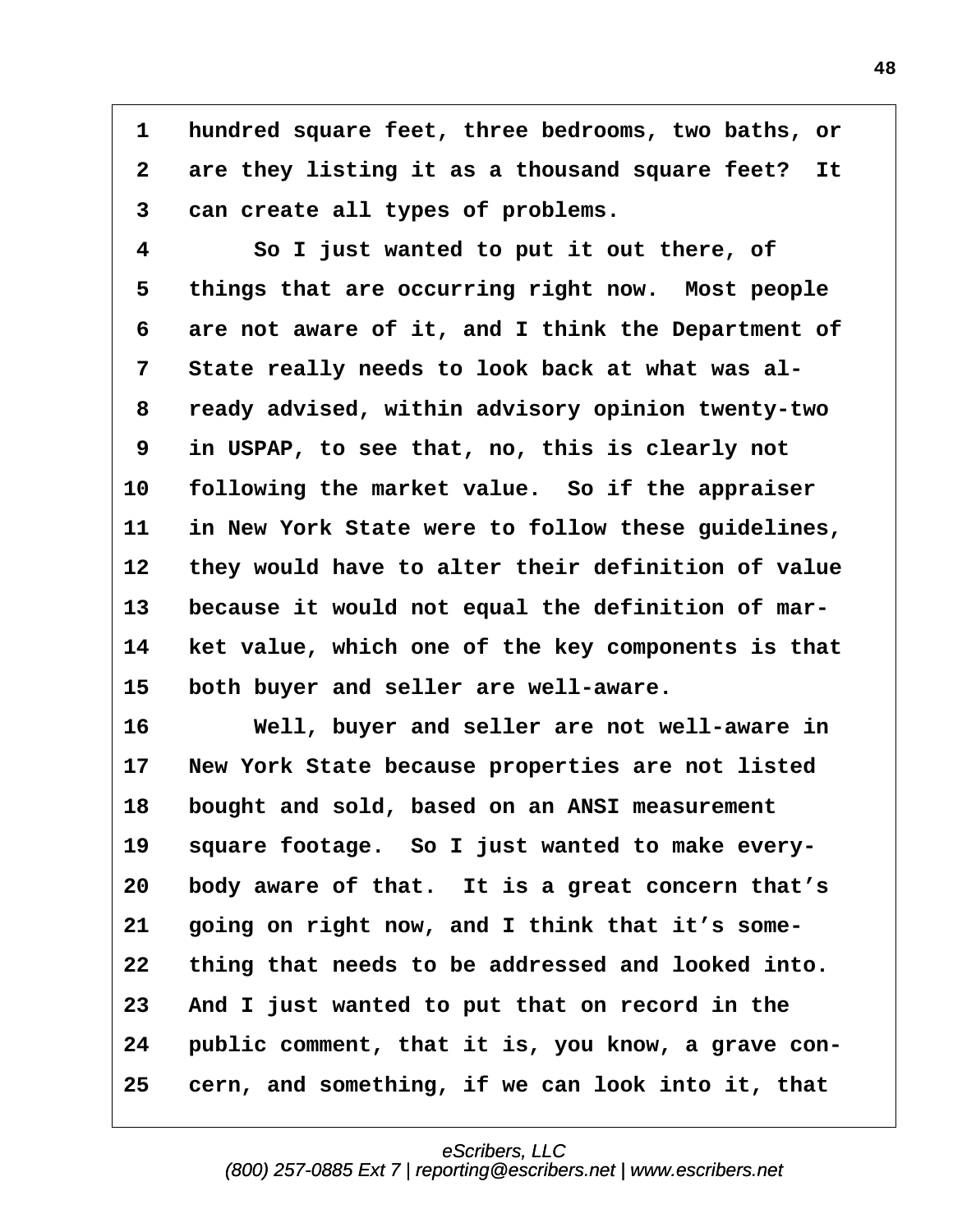1 hundred square feet, three bedrooms, two baths, or
2 are they listing it as a thousand square feet? It
3 can create all types of problems.
4 So I just wanted to put it out there, of
5 things that are occurring right now. Most people
6 are not aware of it, and I think the Department of
7 State really needs to look back at what was al-
8 ready advised, within advisory opinion twenty-two
9 in USPAP, to see that, no, this is clearly not
10 following the market value. So if the appraiser
11 in New York State were to follow these guidelines,
12 they would have to alter their definition of value
13 because it would not equal the definition of mar-
14 ket value, which one of the key components is that
15 both buyer and seller are well-aware.
16 Well, buyer and seller are not well-aware in
17 New York State because properties are not listed
18 bought and sold, based on an ANSI measurement
19 square footage. So I just wanted to make every-
20 body aware of that. It is a great concern that's
21 going on right now, and I think that it's some-
22 thing that needs to be addressed and looked into.
23 And I just wanted to put that on record in the
24 public comment, that it is, you know, a grave con-
25 cern, and something, if we can look into it, that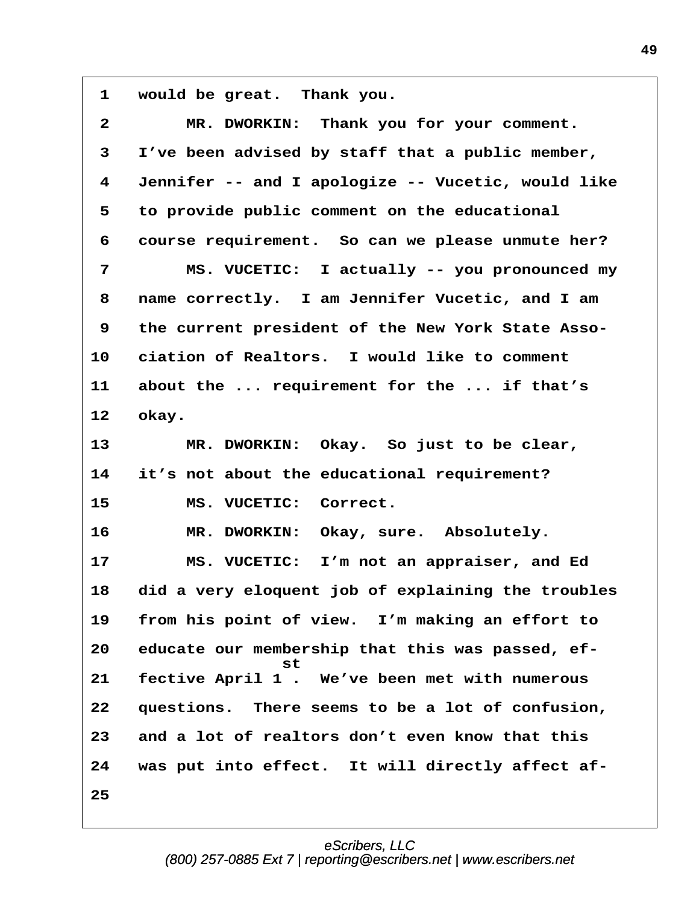1 would be great. Thank you.

2 MR. DWORKIN: Thank you for your comment.

3 I've been advised by staff that a public member,

4 Jennifer -- and I apologize -- Vucetic, would like

5 to provide public comment on the educational

6 course requirement. So can we please unmute her?

7 MS. VUCETIC: I actually -- you pronounced my

8 name correctly. I am Jennifer Vucetic, and I am

9 the current president of the New York State Asso-

10 ciation of Realtors. I would like to comment

11 about the ... requirement for the ... if that's

12 okay.

13 MR. DWORKIN: Okay. So just to be clear,

14 it's not about the educational requirement?

15 MS. VUCETIC: Correct.

16 MR. DWORKIN: Okay, sure. Absolutely.

17 MS. VUCETIC: I'm not an appraiser, and Ed

18 did a very eloquent job of explaining the troubles

19 from his point of view. I'm making an effort to

20 educate our membership that this was passed, ef-

21 fective April 1st. We've been met with numerous

22 questions. There seems to be a lot of confusion,

23 and a lot of realtors don't even know that this

24 was put into effect. It will directly affect af-

25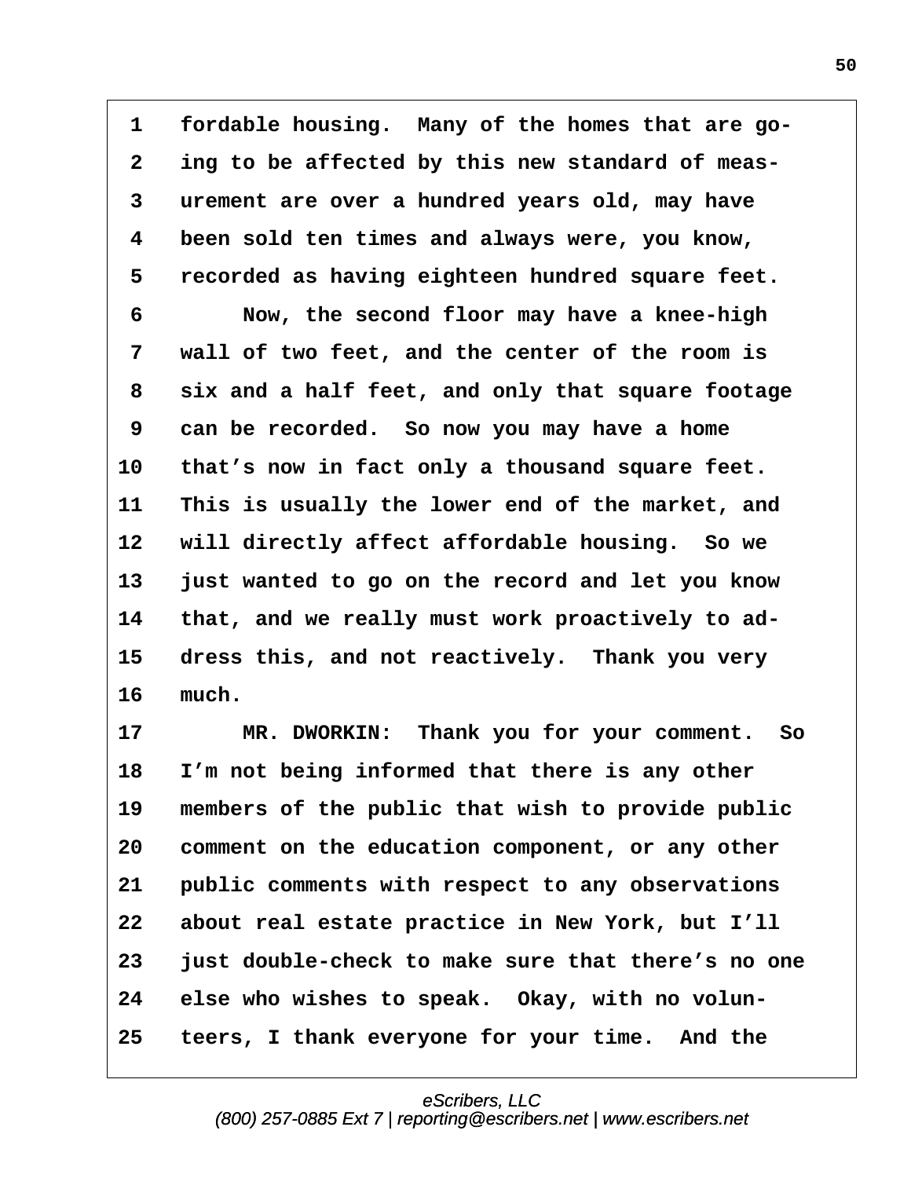fordable housing. Many of the homes that are going to be affected by this new standard of measurement are over a hundred years old, may have been sold ten times and always were, you know, recorded as having eighteen hundred square feet.

Now, the second floor may have a knee-high wall of two feet, and the center of the room is six and a half feet, and only that square footage can be recorded. So now you may have a home that's now in fact only a thousand square feet. This is usually the lower end of the market, and will directly affect affordable housing. So we just wanted to go on the record and let you know that, and we really must work proactively to address this, and not reactively. Thank you very much.

MR. DWORKIN: Thank you for your comment. So I'm not being informed that there is any other members of the public that wish to provide public comment on the education component, or any other public comments with respect to any observations about real estate practice in New York, but I'll just double-check to make sure that there's no one else who wishes to speak. Okay, with no volunteers, I thank everyone for your time. And the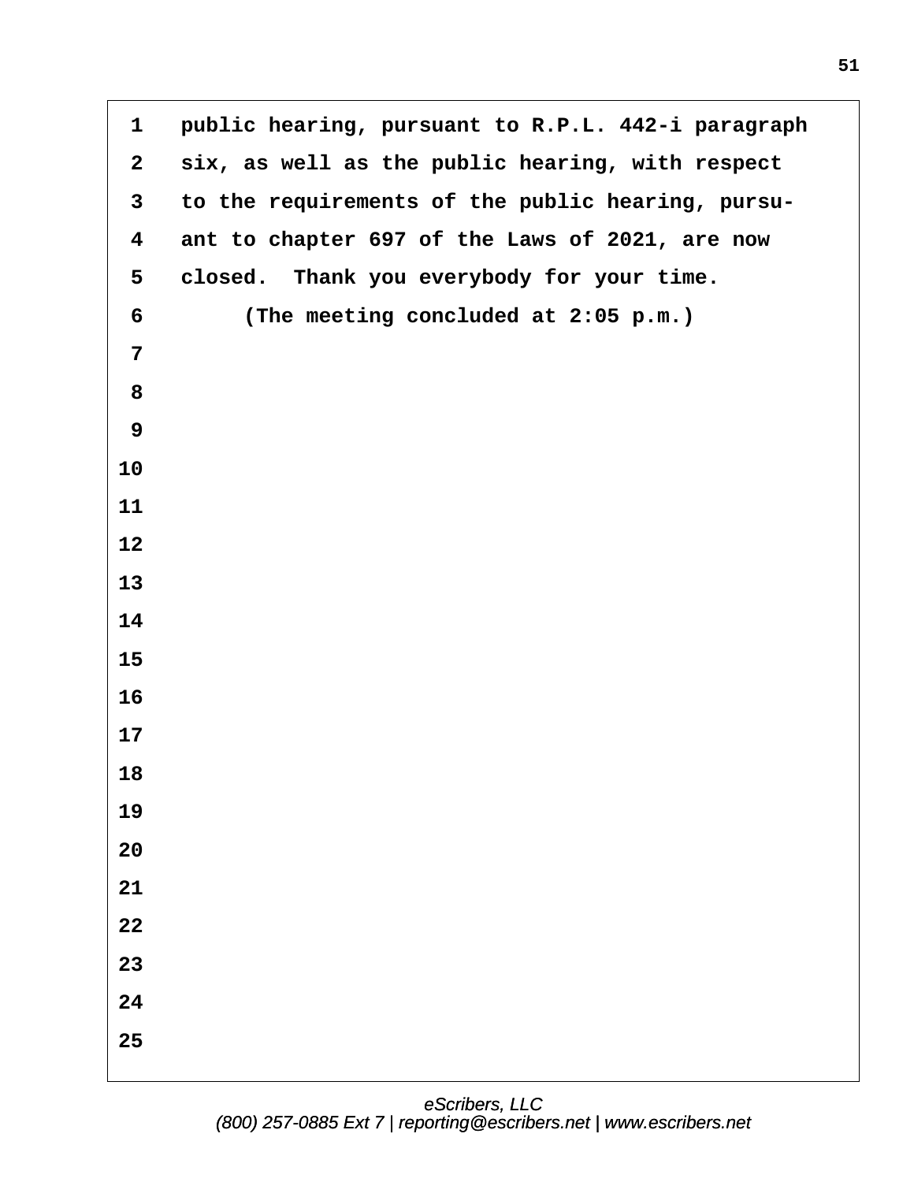public hearing, pursuant to R.P.L. 442-i paragraph six, as well as the public hearing, with respect to the requirements of the public hearing, pursuant to chapter 697 of the Laws of 2021, are now closed. Thank you everybody for your time.

(The meeting concluded at 2:05 p.m.)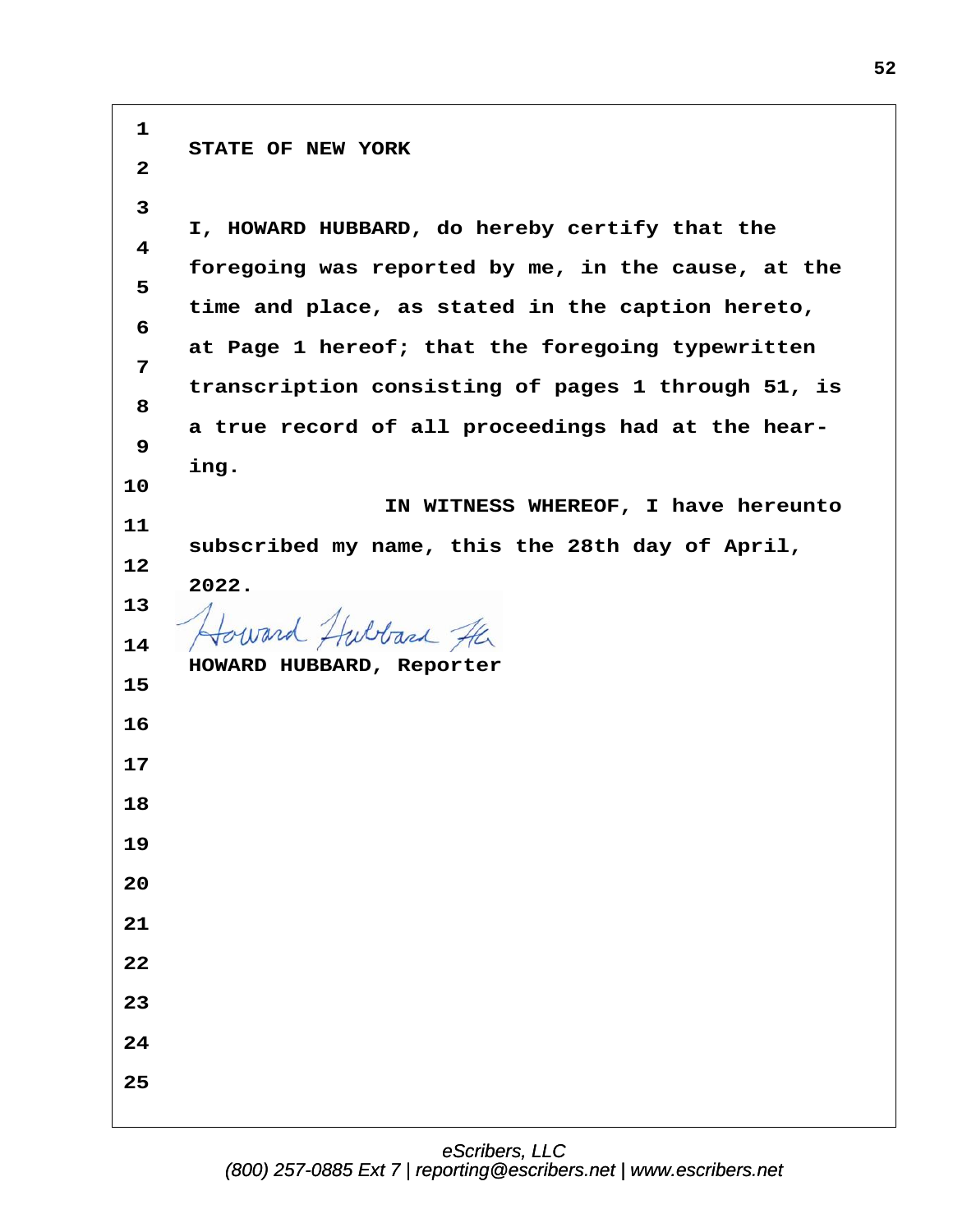STATE OF NEW YORK

I, HOWARD HUBBARD, do hereby certify that the foregoing was reported by me, in the cause, at the time and place, as stated in the caption hereto, at Page 1 hereof; that the foregoing typewritten transcription consisting of pages 1 through 51, is a true record of all proceedings had at the hearing.

IN WITNESS WHEREOF, I have hereunto subscribed my name, this the 28th day of April, 2022.

Howard Hubbard Jr.

HOWARD HUBBARD, Reporter